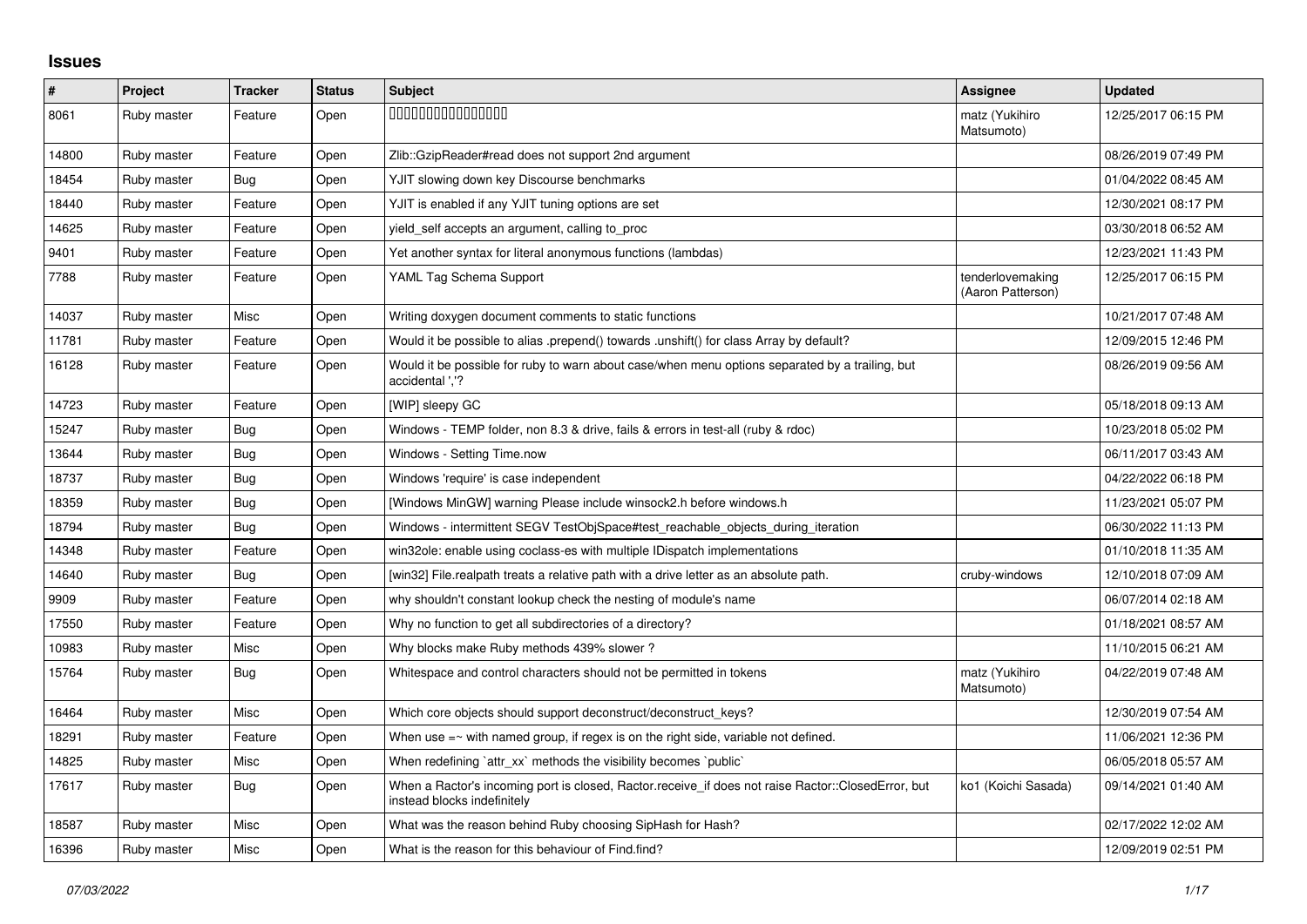## Issues

| # | Project | Tracker | Status | Subject | Assignee | Updated |
|---|---|---|---|---|---|---|
| 8061 | Ruby master | Feature | Open | ���������������� | matz (Yukihiro Matsumoto) | 12/25/2017 06:15 PM |
| 14800 | Ruby master | Feature | Open | Zlib::GzipReader#read does not support 2nd argument | | 08/26/2019 07:49 PM |
| 18454 | Ruby master | Bug | Open | YJIT slowing down key Discourse benchmarks | | 01/04/2022 08:45 AM |
| 18440 | Ruby master | Feature | Open | YJIT is enabled if any YJIT tuning options are set | | 12/30/2021 08:17 PM |
| 14625 | Ruby master | Feature | Open | yield_self accepts an argument, calling to_proc | | 03/30/2018 06:52 AM |
| 9401 | Ruby master | Feature | Open | Yet another syntax for literal anonymous functions (lambdas) | | 12/23/2021 11:43 PM |
| 7788 | Ruby master | Feature | Open | YAML Tag Schema Support | tenderlovemaking (Aaron Patterson) | 12/25/2017 06:15 PM |
| 14037 | Ruby master | Misc | Open | Writing doxygen document comments to static functions | | 10/21/2017 07:48 AM |
| 11781 | Ruby master | Feature | Open | Would it be possible to alias .prepend() towards .unshift() for class Array by default? | | 12/09/2015 12:46 PM |
| 16128 | Ruby master | Feature | Open | Would it be possible for ruby to warn about case/when menu options separated by a trailing, but accidental ','? | | 08/26/2019 09:56 AM |
| 14723 | Ruby master | Feature | Open | [WIP] sleepy GC | | 05/18/2018 09:13 AM |
| 15247 | Ruby master | Bug | Open | Windows - TEMP folder, non 8.3 & drive, fails & errors in test-all (ruby & rdoc) | | 10/23/2018 05:02 PM |
| 13644 | Ruby master | Bug | Open | Windows - Setting Time.now | | 06/11/2017 03:43 AM |
| 18737 | Ruby master | Bug | Open | Windows 'require' is case independent | | 04/22/2022 06:18 PM |
| 18359 | Ruby master | Bug | Open | [Windows MinGW] warning Please include winsock2.h before windows.h | | 11/23/2021 05:07 PM |
| 18794 | Ruby master | Bug | Open | Windows - intermittent SEGV TestObjSpace#test_reachable_objects_during_iteration | | 06/30/2022 11:13 PM |
| 14348 | Ruby master | Feature | Open | win32ole: enable using coclass-es with multiple IDispatch implementations | | 01/10/2018 11:35 AM |
| 14640 | Ruby master | Bug | Open | [win32] File.realpath treats a relative path with a drive letter as an absolute path. | cruby-windows | 12/10/2018 07:09 AM |
| 9909 | Ruby master | Feature | Open | why shouldn't constant lookup check the nesting of module's name | | 06/07/2014 02:18 AM |
| 17550 | Ruby master | Feature | Open | Why no function to get all subdirectories of a directory? | | 01/18/2021 08:57 AM |
| 10983 | Ruby master | Misc | Open | Why blocks make Ruby methods 439% slower ? | | 11/10/2015 06:21 AM |
| 15764 | Ruby master | Bug | Open | Whitespace and control characters should not be permitted in tokens | matz (Yukihiro Matsumoto) | 04/22/2019 07:48 AM |
| 16464 | Ruby master | Misc | Open | Which core objects should support deconstruct/deconstruct_keys? | | 12/30/2019 07:54 AM |
| 18291 | Ruby master | Feature | Open | When use =~ with named group, if regex is on the right side, variable not defined. | | 11/06/2021 12:36 PM |
| 14825 | Ruby master | Misc | Open | When redefining `attr_xx` methods the visibility becomes `public` | | 06/05/2018 05:57 AM |
| 17617 | Ruby master | Bug | Open | When a Ractor's incoming port is closed, Ractor.receive_if does not raise Ractor::ClosedError, but instead blocks indefinitely | ko1 (Koichi Sasada) | 09/14/2021 01:40 AM |
| 18587 | Ruby master | Misc | Open | What was the reason behind Ruby choosing SipHash for Hash? | | 02/17/2022 12:02 AM |
| 16396 | Ruby master | Misc | Open | What is the reason for this behaviour of Find.find? | | 12/09/2019 02:51 PM |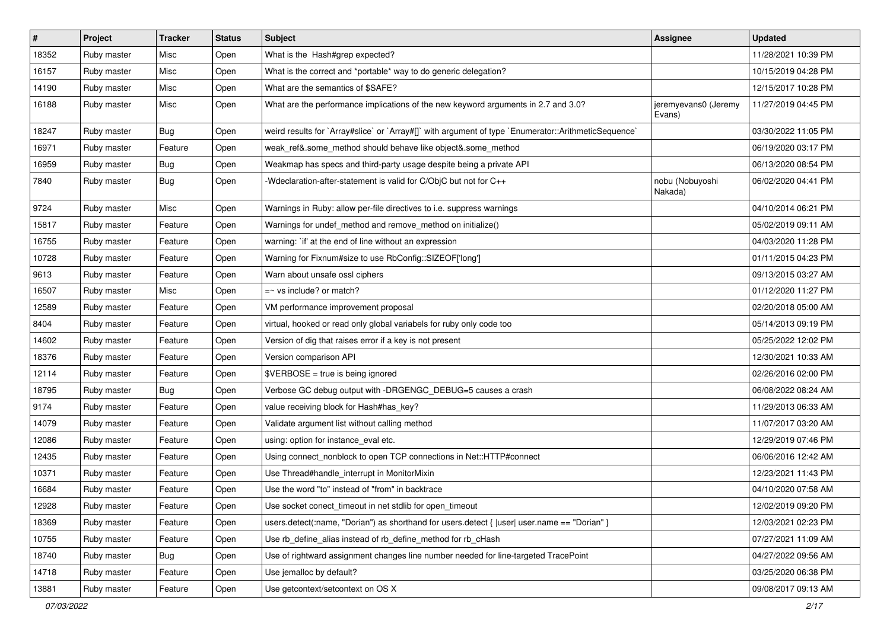| # | Project | Tracker | Status | Subject | Assignee | Updated |
| --- | --- | --- | --- | --- | --- | --- |
| 18352 | Ruby master | Misc | Open | What is the  Hash#grep expected? | | 11/28/2021 10:39 PM |
| 16157 | Ruby master | Misc | Open | What is the correct and *portable* way to do generic delegation? | | 10/15/2019 04:28 PM |
| 14190 | Ruby master | Misc | Open | What are the semantics of $SAFE? | | 12/15/2017 10:28 PM |
| 16188 | Ruby master | Misc | Open | What are the performance implications of the new keyword arguments in 2.7 and 3.0? | jeremyevans0 (Jeremy Evans) | 11/27/2019 04:45 PM |
| 18247 | Ruby master | Bug | Open | weird results for `Array#slice` or `Array#[]` with argument of type `Enumerator::ArithmeticSequence` | | 03/30/2022 11:05 PM |
| 16971 | Ruby master | Feature | Open | weak_ref&.some_method should behave like object&.some_method | | 06/19/2020 03:17 PM |
| 16959 | Ruby master | Bug | Open | Weakmap has specs and third-party usage despite being a private API | | 06/13/2020 08:54 PM |
| 7840 | Ruby master | Bug | Open | -Wdeclaration-after-statement is valid for C/ObjC but not for C++ | nobu (Nobuyoshi Nakada) | 06/02/2020 04:41 PM |
| 9724 | Ruby master | Misc | Open | Warnings in Ruby: allow per-file directives to i.e. suppress warnings | | 04/10/2014 06:21 PM |
| 15817 | Ruby master | Feature | Open | Warnings for undef_method and remove_method on initialize() | | 05/02/2019 09:11 AM |
| 16755 | Ruby master | Feature | Open | warning: `if' at the end of line without an expression | | 04/03/2020 11:28 PM |
| 10728 | Ruby master | Feature | Open | Warning for Fixnum#size to use RbConfig::SIZEOF['long'] | | 01/11/2015 04:23 PM |
| 9613 | Ruby master | Feature | Open | Warn about unsafe ossl ciphers | | 09/13/2015 03:27 AM |
| 16507 | Ruby master | Misc | Open | =~ vs include? or match? | | 01/12/2020 11:27 PM |
| 12589 | Ruby master | Feature | Open | VM performance improvement proposal | | 02/20/2018 05:00 AM |
| 8404 | Ruby master | Feature | Open | virtual, hooked or read only global variabels for ruby only code too | | 05/14/2013 09:19 PM |
| 14602 | Ruby master | Feature | Open | Version of dig that raises error if a key is not present | | 05/25/2022 12:02 PM |
| 18376 | Ruby master | Feature | Open | Version comparison API | | 12/30/2021 10:33 AM |
| 12114 | Ruby master | Feature | Open | $VERBOSE = true is being ignored | | 02/26/2016 02:00 PM |
| 18795 | Ruby master | Bug | Open | Verbose GC debug output with -DRGENGC_DEBUG=5 causes a crash | | 06/08/2022 08:24 AM |
| 9174 | Ruby master | Feature | Open | value receiving block for Hash#has_key? | | 11/29/2013 06:33 AM |
| 14079 | Ruby master | Feature | Open | Validate argument list without calling method | | 11/07/2017 03:20 AM |
| 12086 | Ruby master | Feature | Open | using: option for instance_eval etc. | | 12/29/2019 07:46 PM |
| 12435 | Ruby master | Feature | Open | Using connect_nonblock to open TCP connections in Net::HTTP#connect | | 06/06/2016 12:42 AM |
| 10371 | Ruby master | Feature | Open | Use Thread#handle_interrupt in MonitorMixin | | 12/23/2021 11:43 PM |
| 16684 | Ruby master | Feature | Open | Use the word "to" instead of "from" in backtrace | | 04/10/2020 07:58 AM |
| 12928 | Ruby master | Feature | Open | Use socket conect_timeout in net stdlib for open_timeout | | 12/02/2019 09:20 PM |
| 18369 | Ruby master | Feature | Open | users.detect(:name, "Dorian") as shorthand for users.detect { \|user\| user.name == "Dorian" } | | 12/03/2021 02:23 PM |
| 10755 | Ruby master | Feature | Open | Use rb_define_alias instead of rb_define_method for rb_cHash | | 07/27/2021 11:09 AM |
| 18740 | Ruby master | Bug | Open | Use of rightward assignment changes line number needed for line-targeted TracePoint | | 04/27/2022 09:56 AM |
| 14718 | Ruby master | Feature | Open | Use jemalloc by default? | | 03/25/2020 06:38 PM |
| 13881 | Ruby master | Feature | Open | Use getcontext/setcontext on OS X | | 09/08/2017 09:13 AM |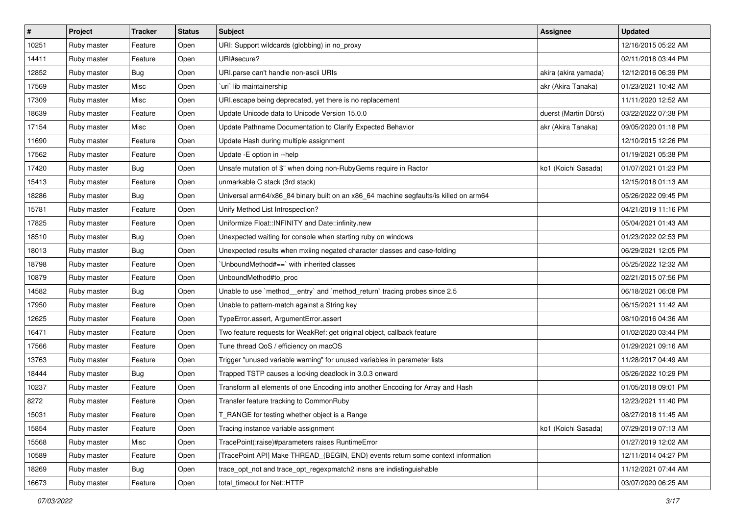| # | Project | Tracker | Status | Subject | Assignee | Updated |
|---|---|---|---|---|---|---|
| 10251 | Ruby master | Feature | Open | URI: Support wildcards (globbing) in no_proxy | | 12/16/2015 05:22 AM |
| 14411 | Ruby master | Feature | Open | URI#secure? | | 02/11/2018 03:44 PM |
| 12852 | Ruby master | Bug | Open | URI.parse can't handle non-ascii URIs | akira (akira yamada) | 12/12/2016 06:39 PM |
| 17569 | Ruby master | Misc | Open | `uri` lib maintainership | akr (Akira Tanaka) | 01/23/2021 10:42 AM |
| 17309 | Ruby master | Misc | Open | URI.escape being deprecated, yet there is no replacement | | 11/11/2020 12:52 AM |
| 18639 | Ruby master | Feature | Open | Update Unicode data to Unicode Version 15.0.0 | duerst (Martin Dürst) | 03/22/2022 07:38 PM |
| 17154 | Ruby master | Misc | Open | Update Pathname Documentation to Clarify Expected Behavior | akr (Akira Tanaka) | 09/05/2020 01:18 PM |
| 11690 | Ruby master | Feature | Open | Update Hash during multiple assignment | | 12/10/2015 12:26 PM |
| 17562 | Ruby master | Feature | Open | Update -E option in --help | | 01/19/2021 05:38 PM |
| 17420 | Ruby master | Bug | Open | Unsafe mutation of $" when doing non-RubyGems require in Ractor | ko1 (Koichi Sasada) | 01/07/2021 01:23 PM |
| 15413 | Ruby master | Feature | Open | unmarkable C stack (3rd stack) | | 12/15/2018 01:13 AM |
| 18286 | Ruby master | Bug | Open | Universal arm64/x86_84 binary built on an x86_64 machine segfaults/is killed on arm64 | | 05/26/2022 09:45 PM |
| 15781 | Ruby master | Feature | Open | Unify Method List Introspection? | | 04/21/2019 11:16 PM |
| 17825 | Ruby master | Feature | Open | Uniformize Float::INFINITY and Date::infinity.new | | 05/04/2021 01:43 AM |
| 18510 | Ruby master | Bug | Open | Unexpected waiting for console when starting ruby on windows | | 01/23/2022 02:53 PM |
| 18013 | Ruby master | Bug | Open | Unexpected results when mxiing negated character classes and case-folding | | 06/29/2021 12:05 PM |
| 18798 | Ruby master | Feature | Open | `UnboundMethod#==` with inherited classes | | 05/25/2022 12:32 AM |
| 10879 | Ruby master | Feature | Open | UnboundMethod#to_proc | | 02/21/2015 07:56 PM |
| 14582 | Ruby master | Bug | Open | Unable to use `method__entry` and `method_return` tracing probes since 2.5 | | 06/18/2021 06:08 PM |
| 17950 | Ruby master | Feature | Open | Unable to pattern-match against a String key | | 06/15/2021 11:42 AM |
| 12625 | Ruby master | Feature | Open | TypeError.assert, ArgumentError.assert | | 08/10/2016 04:36 AM |
| 16471 | Ruby master | Feature | Open | Two feature requests for WeakRef: get original object, callback feature | | 01/02/2020 03:44 PM |
| 17566 | Ruby master | Feature | Open | Tune thread QoS / efficiency on macOS | | 01/29/2021 09:16 AM |
| 13763 | Ruby master | Feature | Open | Trigger "unused variable warning" for unused variables in parameter lists | | 11/28/2017 04:49 AM |
| 18444 | Ruby master | Bug | Open | Trapped TSTP causes a locking deadlock in 3.0.3 onward | | 05/26/2022 10:29 PM |
| 10237 | Ruby master | Feature | Open | Transform all elements of one Encoding into another Encoding for Array and Hash | | 01/05/2018 09:01 PM |
| 8272 | Ruby master | Feature | Open | Transfer feature tracking to CommonRuby | | 12/23/2021 11:40 PM |
| 15031 | Ruby master | Feature | Open | T_RANGE for testing whether object is a Range | | 08/27/2018 11:45 AM |
| 15854 | Ruby master | Feature | Open | Tracing instance variable assignment | ko1 (Koichi Sasada) | 07/29/2019 07:13 AM |
| 15568 | Ruby master | Misc | Open | TracePoint(:raise)#parameters raises RuntimeError | | 01/27/2019 12:02 AM |
| 10589 | Ruby master | Feature | Open | [TracePoint API] Make THREAD_{BEGIN, END} events return some context information | | 12/11/2014 04:27 PM |
| 18269 | Ruby master | Bug | Open | trace_opt_not and trace_opt_regexpmatch2 insns are indistinguishable | | 11/12/2021 07:44 AM |
| 16673 | Ruby master | Feature | Open | total_timeout for Net::HTTP | | 03/07/2020 06:25 AM |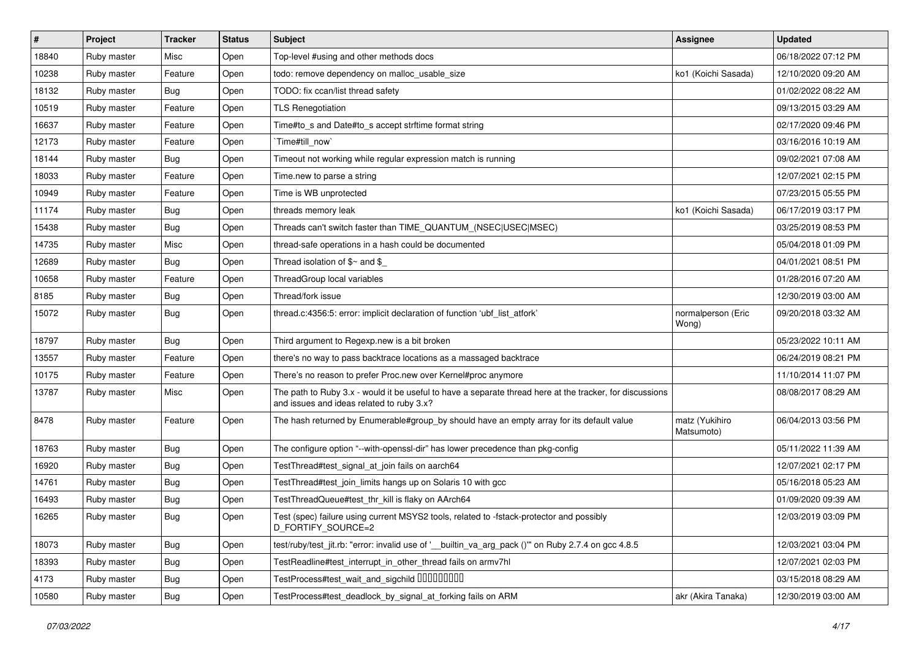| # | Project | Tracker | Status | Subject | Assignee | Updated |
| --- | --- | --- | --- | --- | --- | --- |
| 18840 | Ruby master | Misc | Open | Top-level #using and other methods docs | | 06/18/2022 07:12 PM |
| 10238 | Ruby master | Feature | Open | todo: remove dependency on malloc_usable_size | ko1 (Koichi Sasada) | 12/10/2020 09:20 AM |
| 18132 | Ruby master | Bug | Open | TODO: fix ccan/list thread safety | | 01/02/2022 08:22 AM |
| 10519 | Ruby master | Feature | Open | TLS Renegotiation | | 09/13/2015 03:29 AM |
| 16637 | Ruby master | Feature | Open | Time#to_s and Date#to_s accept strftime format string | | 02/17/2020 09:46 PM |
| 12173 | Ruby master | Feature | Open | `Time#till_now` | | 03/16/2016 10:19 AM |
| 18144 | Ruby master | Bug | Open | Timeout not working while regular expression match is running | | 09/02/2021 07:08 AM |
| 18033 | Ruby master | Feature | Open | Time.new to parse a string | | 12/07/2021 02:15 PM |
| 10949 | Ruby master | Feature | Open | Time is WB unprotected | | 07/23/2015 05:55 PM |
| 11174 | Ruby master | Bug | Open | threads memory leak | ko1 (Koichi Sasada) | 06/17/2019 03:17 PM |
| 15438 | Ruby master | Bug | Open | Threads can't switch faster than TIME_QUANTUM_(NSEC\|USEC\|MSEC) | | 03/25/2019 08:53 PM |
| 14735 | Ruby master | Misc | Open | thread-safe operations in a hash could be documented | | 05/04/2018 01:09 PM |
| 12689 | Ruby master | Bug | Open | Thread isolation of $~ and $_ | | 04/01/2021 08:51 PM |
| 10658 | Ruby master | Feature | Open | ThreadGroup local variables | | 01/28/2016 07:20 AM |
| 8185 | Ruby master | Bug | Open | Thread/fork issue | | 12/30/2019 03:00 AM |
| 15072 | Ruby master | Bug | Open | thread.c:4356:5: error: implicit declaration of function 'ubf_list_atfork' | normalperson (Eric Wong) | 09/20/2018 03:32 AM |
| 18797 | Ruby master | Bug | Open | Third argument to Regexp.new is a bit broken | | 05/23/2022 10:11 AM |
| 13557 | Ruby master | Feature | Open | there's no way to pass backtrace locations as a massaged backtrace | | 06/24/2019 08:21 PM |
| 10175 | Ruby master | Feature | Open | There's no reason to prefer Proc.new over Kernel#proc anymore | | 11/10/2014 11:07 PM |
| 13787 | Ruby master | Misc | Open | The path to Ruby 3.x - would it be useful to have a separate thread here at the tracker, for discussions and issues and ideas related to ruby 3.x? | | 08/08/2017 08:29 AM |
| 8478 | Ruby master | Feature | Open | The hash returned by Enumerable#group_by should have an empty array for its default value | matz (Yukihiro Matsumoto) | 06/04/2013 03:56 PM |
| 18763 | Ruby master | Bug | Open | The configure option "--with-openssl-dir" has lower precedence than pkg-config | | 05/11/2022 11:39 AM |
| 16920 | Ruby master | Bug | Open | TestThread#test_signal_at_join fails on aarch64 | | 12/07/2021 02:17 PM |
| 14761 | Ruby master | Bug | Open | TestThread#test_join_limits hangs up on Solaris 10 with gcc | | 05/16/2018 05:23 AM |
| 16493 | Ruby master | Bug | Open | TestThreadQueue#test_thr_kill is flaky on AArch64 | | 01/09/2020 09:39 AM |
| 16265 | Ruby master | Bug | Open | Test (spec) failure using current MSYS2 tools, related to -fstack-protector and possibly D_FORTIFY_SOURCE=2 | | 12/03/2019 03:09 PM |
| 18073 | Ruby master | Bug | Open | test/ruby/test_jit.rb: "error: invalid use of '__builtin_va_arg_pack ()'" on Ruby 2.7.4 on gcc 4.8.5 | | 12/03/2021 03:04 PM |
| 18393 | Ruby master | Bug | Open | TestReadline#test_interrupt_in_other_thread fails on armv7hl | | 12/07/2021 02:03 PM |
| 4173 | Ruby master | Bug | Open | TestProcess#test_wait_and_sigchild □□□□□□□□□ | | 03/15/2018 08:29 AM |
| 10580 | Ruby master | Bug | Open | TestProcess#test_deadlock_by_signal_at_forking fails on ARM | akr (Akira Tanaka) | 12/30/2019 03:00 AM |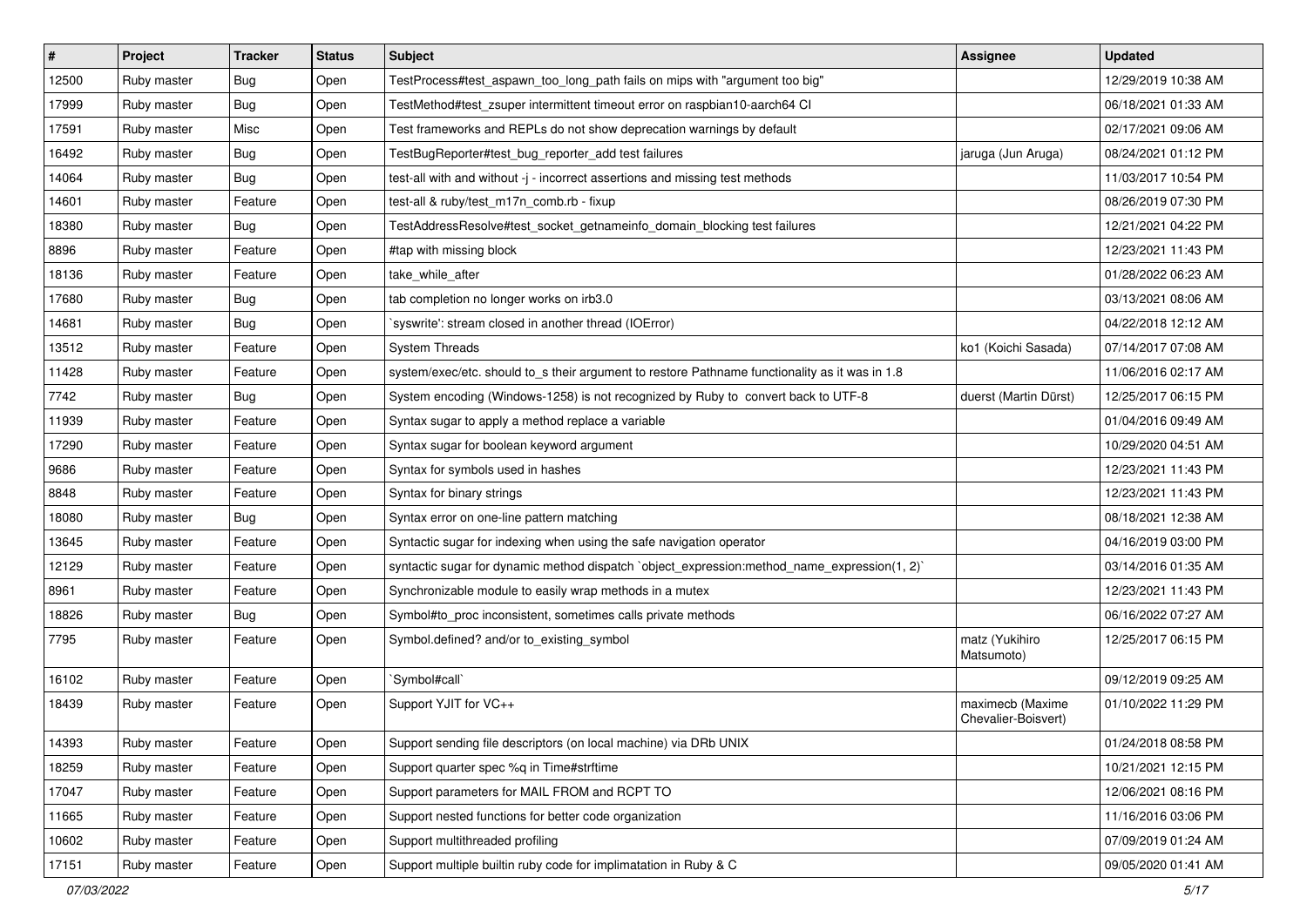| # | Project | Tracker | Status | Subject | Assignee | Updated |
|---|---|---|---|---|---|---|
| 12500 | Ruby master | Bug | Open | TestProcess#test_aspawn_too_long_path fails on mips with "argument too big" | | 12/29/2019 10:38 AM |
| 17999 | Ruby master | Bug | Open | TestMethod#test_zsuper intermittent timeout error on raspbian10-aarch64 CI | | 06/18/2021 01:33 AM |
| 17591 | Ruby master | Misc | Open | Test frameworks and REPLs do not show deprecation warnings by default | | 02/17/2021 09:06 AM |
| 16492 | Ruby master | Bug | Open | TestBugReporter#test_bug_reporter_add test failures | jaruga (Jun Aruga) | 08/24/2021 01:12 PM |
| 14064 | Ruby master | Bug | Open | test-all with and without -j - incorrect assertions and missing test methods | | 11/03/2017 10:54 PM |
| 14601 | Ruby master | Feature | Open | test-all & ruby/test_m17n_comb.rb - fixup | | 08/26/2019 07:30 PM |
| 18380 | Ruby master | Bug | Open | TestAddressResolve#test_socket_getnameinfo_domain_blocking test failures | | 12/21/2021 04:22 PM |
| 8896 | Ruby master | Feature | Open | #tap with missing block | | 12/23/2021 11:43 PM |
| 18136 | Ruby master | Feature | Open | take_while_after | | 01/28/2022 06:23 AM |
| 17680 | Ruby master | Bug | Open | tab completion no longer works on irb3.0 | | 03/13/2021 08:06 AM |
| 14681 | Ruby master | Bug | Open | `syswrite': stream closed in another thread (IOError) | | 04/22/2018 12:12 AM |
| 13512 | Ruby master | Feature | Open | System Threads | ko1 (Koichi Sasada) | 07/14/2017 07:08 AM |
| 11428 | Ruby master | Feature | Open | system/exec/etc. should to_s their argument to restore Pathname functionality as it was in 1.8 | | 11/06/2016 02:17 AM |
| 7742 | Ruby master | Bug | Open | System encoding (Windows-1258) is not recognized by Ruby to convert back to UTF-8 | duerst (Martin Dürst) | 12/25/2017 06:15 PM |
| 11939 | Ruby master | Feature | Open | Syntax sugar to apply a method replace a variable | | 01/04/2016 09:49 AM |
| 17290 | Ruby master | Feature | Open | Syntax sugar for boolean keyword argument | | 10/29/2020 04:51 AM |
| 9686 | Ruby master | Feature | Open | Syntax for symbols used in hashes | | 12/23/2021 11:43 PM |
| 8848 | Ruby master | Feature | Open | Syntax for binary strings | | 12/23/2021 11:43 PM |
| 18080 | Ruby master | Bug | Open | Syntax error on one-line pattern matching | | 08/18/2021 12:38 AM |
| 13645 | Ruby master | Feature | Open | Syntactic sugar for indexing when using the safe navigation operator | | 04/16/2019 03:00 PM |
| 12129 | Ruby master | Feature | Open | syntactic sugar for dynamic method dispatch `object_expression:method_name_expression(1, 2)` | | 03/14/2016 01:35 AM |
| 8961 | Ruby master | Feature | Open | Synchronizable module to easily wrap methods in a mutex | | 12/23/2021 11:43 PM |
| 18826 | Ruby master | Bug | Open | Symbol#to_proc inconsistent, sometimes calls private methods | | 06/16/2022 07:27 AM |
| 7795 | Ruby master | Feature | Open | Symbol.defined? and/or to_existing_symbol | matz (Yukihiro Matsumoto) | 12/25/2017 06:15 PM |
| 16102 | Ruby master | Feature | Open | `Symbol#call` | | 09/12/2019 09:25 AM |
| 18439 | Ruby master | Feature | Open | Support YJIT for VC++ | maximecb (Maxime Chevalier-Boisvert) | 01/10/2022 11:29 PM |
| 14393 | Ruby master | Feature | Open | Support sending file descriptors (on local machine) via DRb UNIX | | 01/24/2018 08:58 PM |
| 18259 | Ruby master | Feature | Open | Support quarter spec %q in Time#strftime | | 10/21/2021 12:15 PM |
| 17047 | Ruby master | Feature | Open | Support parameters for MAIL FROM and RCPT TO | | 12/06/2021 08:16 PM |
| 11665 | Ruby master | Feature | Open | Support nested functions for better code organization | | 11/16/2016 03:06 PM |
| 10602 | Ruby master | Feature | Open | Support multithreaded profiling | | 07/09/2019 01:24 AM |
| 17151 | Ruby master | Feature | Open | Support multiple builtin ruby code for implimatation in Ruby & C | | 09/05/2020 01:41 AM |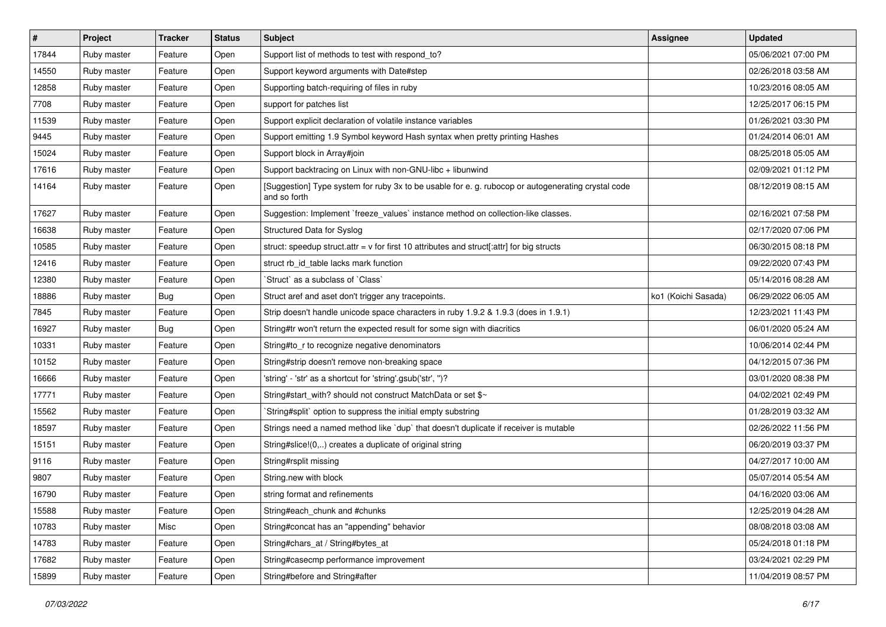| # | Project | Tracker | Status | Subject | Assignee | Updated |
|---|---|---|---|---|---|---|
| 17844 | Ruby master | Feature | Open | Support list of methods to test with respond_to? | | 05/06/2021 07:00 PM |
| 14550 | Ruby master | Feature | Open | Support keyword arguments with Date#step | | 02/26/2018 03:58 AM |
| 12858 | Ruby master | Feature | Open | Supporting batch-requiring of files in ruby | | 10/23/2016 08:05 AM |
| 7708 | Ruby master | Feature | Open | support for patches list | | 12/25/2017 06:15 PM |
| 11539 | Ruby master | Feature | Open | Support explicit declaration of volatile instance variables | | 01/26/2021 03:30 PM |
| 9445 | Ruby master | Feature | Open | Support emitting 1.9 Symbol keyword Hash syntax when pretty printing Hashes | | 01/24/2014 06:01 AM |
| 15024 | Ruby master | Feature | Open | Support block in Array#join | | 08/25/2018 05:05 AM |
| 17616 | Ruby master | Feature | Open | Support backtracing on Linux with non-GNU-libc + libunwind | | 02/09/2021 01:12 PM |
| 14164 | Ruby master | Feature | Open | [Suggestion] Type system for ruby 3x to be usable for e. g. rubocop or autogenerating crystal code and so forth | | 08/12/2019 08:15 AM |
| 17627 | Ruby master | Feature | Open | Suggestion: Implement `freeze_values` instance method on collection-like classes. | | 02/16/2021 07:58 PM |
| 16638 | Ruby master | Feature | Open | Structured Data for Syslog | | 02/17/2020 07:06 PM |
| 10585 | Ruby master | Feature | Open | struct: speedup struct.attr = v for first 10 attributes and struct[:attr] for big structs | | 06/30/2015 08:18 PM |
| 12416 | Ruby master | Feature | Open | struct rb_id_table lacks mark function | | 09/22/2020 07:43 PM |
| 12380 | Ruby master | Feature | Open | `Struct` as a subclass of `Class` | | 05/14/2016 08:28 AM |
| 18886 | Ruby master | Bug | Open | Struct aref and aset don't trigger any tracepoints. | ko1 (Koichi Sasada) | 06/29/2022 06:05 AM |
| 7845 | Ruby master | Feature | Open | Strip doesn't handle unicode space characters in ruby 1.9.2 & 1.9.3 (does in 1.9.1) | | 12/23/2021 11:43 PM |
| 16927 | Ruby master | Bug | Open | String#tr won't return the expected result for some sign with diacritics | | 06/01/2020 05:24 AM |
| 10331 | Ruby master | Feature | Open | String#to_r to recognize negative denominators | | 10/06/2014 02:44 PM |
| 10152 | Ruby master | Feature | Open | String#strip doesn't remove non-breaking space | | 04/12/2015 07:36 PM |
| 16666 | Ruby master | Feature | Open | 'string' - 'str' as a shortcut for 'string'.gsub('str', '')? | | 03/01/2020 08:38 PM |
| 17771 | Ruby master | Feature | Open | String#start_with? should not construct MatchData or set $~ | | 04/02/2021 02:49 PM |
| 15562 | Ruby master | Feature | Open | `String#split` option to suppress the initial empty substring | | 01/28/2019 03:32 AM |
| 18597 | Ruby master | Feature | Open | Strings need a named method like `dup` that doesn't duplicate if receiver is mutable | | 02/26/2022 11:56 PM |
| 15151 | Ruby master | Feature | Open | String#slice!(0,..) creates a duplicate of original string | | 06/20/2019 03:37 PM |
| 9116 | Ruby master | Feature | Open | String#rsplit missing | | 04/27/2017 10:00 AM |
| 9807 | Ruby master | Feature | Open | String.new with block | | 05/07/2014 05:54 AM |
| 16790 | Ruby master | Feature | Open | string format and refinements | | 04/16/2020 03:06 AM |
| 15588 | Ruby master | Feature | Open | String#each_chunk and #chunks | | 12/25/2019 04:28 AM |
| 10783 | Ruby master | Misc | Open | String#concat has an "appending" behavior | | 08/08/2018 03:08 AM |
| 14783 | Ruby master | Feature | Open | String#chars_at / String#bytes_at | | 05/24/2018 01:18 PM |
| 17682 | Ruby master | Feature | Open | String#casecmp performance improvement | | 03/24/2021 02:29 PM |
| 15899 | Ruby master | Feature | Open | String#before and String#after | | 11/04/2019 08:57 PM |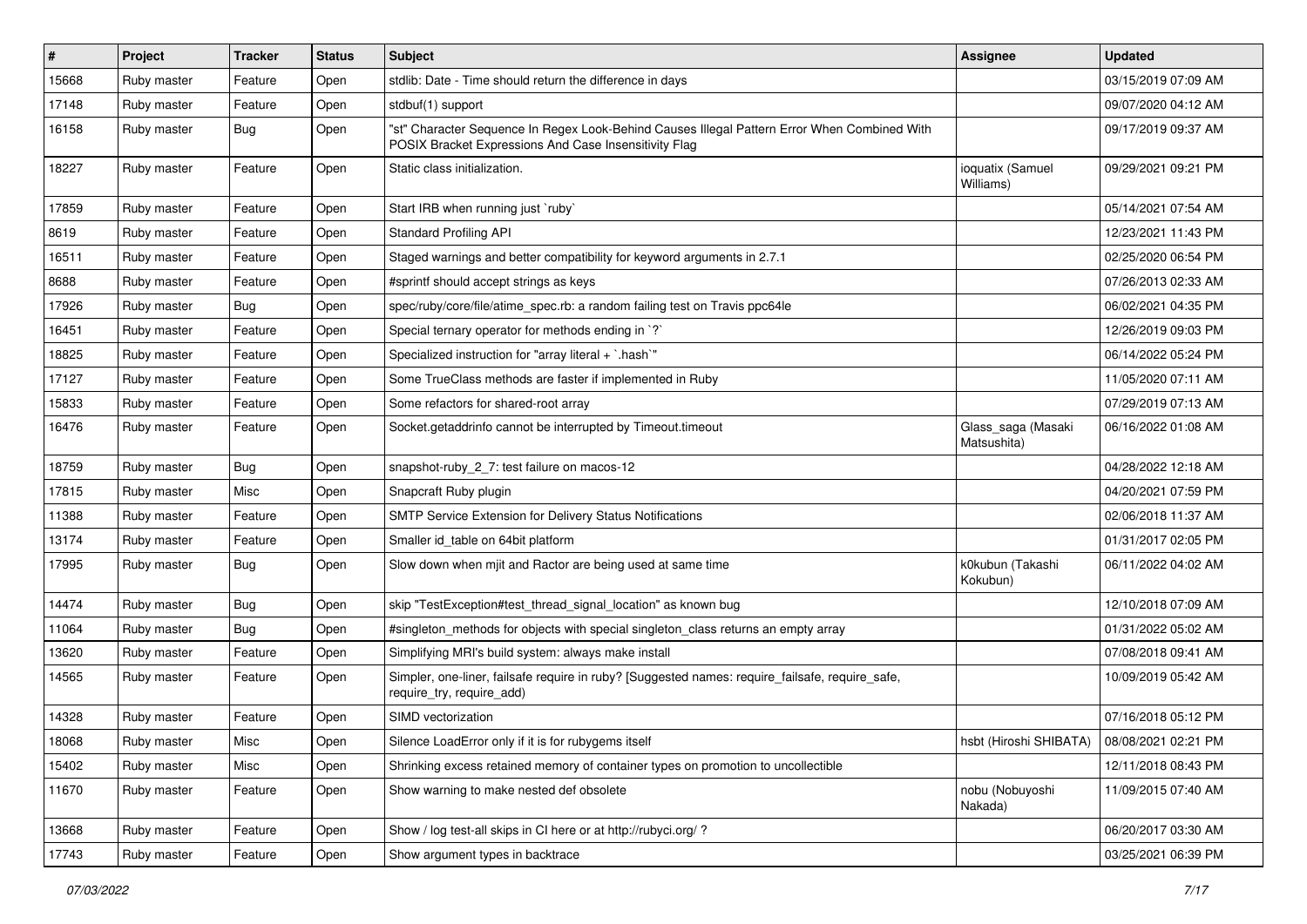| # | Project | Tracker | Status | Subject | Assignee | Updated |
| --- | --- | --- | --- | --- | --- | --- |
| 15668 | Ruby master | Feature | Open | stdlib: Date - Time should return the difference in days | | 03/15/2019 07:09 AM |
| 17148 | Ruby master | Feature | Open | stdbuf(1) support | | 09/07/2020 04:12 AM |
| 16158 | Ruby master | Bug | Open | "st" Character Sequence In Regex Look-Behind Causes Illegal Pattern Error When Combined With POSIX Bracket Expressions And Case Insensitivity Flag | | 09/17/2019 09:37 AM |
| 18227 | Ruby master | Feature | Open | Static class initialization. | ioquatix (Samuel Williams) | 09/29/2021 09:21 PM |
| 17859 | Ruby master | Feature | Open | Start IRB when running just `ruby` | | 05/14/2021 07:54 AM |
| 8619 | Ruby master | Feature | Open | Standard Profiling API | | 12/23/2021 11:43 PM |
| 16511 | Ruby master | Feature | Open | Staged warnings and better compatibility for keyword arguments in 2.7.1 | | 02/25/2020 06:54 PM |
| 8688 | Ruby master | Feature | Open | #sprintf should accept strings as keys | | 07/26/2013 02:33 AM |
| 17926 | Ruby master | Bug | Open | spec/ruby/core/file/atime_spec.rb: a random failing test on Travis ppc64le | | 06/02/2021 04:35 PM |
| 16451 | Ruby master | Feature | Open | Special ternary operator for methods ending in `?` | | 12/26/2019 09:03 PM |
| 18825 | Ruby master | Feature | Open | Specialized instruction for "array literal + `.hash`" | | 06/14/2022 05:24 PM |
| 17127 | Ruby master | Feature | Open | Some TrueClass methods are faster if implemented in Ruby | | 11/05/2020 07:11 AM |
| 15833 | Ruby master | Feature | Open | Some refactors for shared-root array | | 07/29/2019 07:13 AM |
| 16476 | Ruby master | Feature | Open | Socket.getaddrinfo cannot be interrupted by Timeout.timeout | Glass_saga (Masaki Matsushita) | 06/16/2022 01:08 AM |
| 18759 | Ruby master | Bug | Open | snapshot-ruby_2_7: test failure on macos-12 | | 04/28/2022 12:18 AM |
| 17815 | Ruby master | Misc | Open | Snapcraft Ruby plugin | | 04/20/2021 07:59 PM |
| 11388 | Ruby master | Feature | Open | SMTP Service Extension for Delivery Status Notifications | | 02/06/2018 11:37 AM |
| 13174 | Ruby master | Feature | Open | Smaller id_table on 64bit platform | | 01/31/2017 02:05 PM |
| 17995 | Ruby master | Bug | Open | Slow down when mjit and Ractor are being used at same time | k0kubun (Takashi Kokubun) | 06/11/2022 04:02 AM |
| 14474 | Ruby master | Bug | Open | skip "TestException#test_thread_signal_location" as known bug | | 12/10/2018 07:09 AM |
| 11064 | Ruby master | Bug | Open | #singleton_methods for objects with special singleton_class returns an empty array | | 01/31/2022 05:02 AM |
| 13620 | Ruby master | Feature | Open | Simplifying MRI's build system: always make install | | 07/08/2018 09:41 AM |
| 14565 | Ruby master | Feature | Open | Simpler, one-liner, failsafe require in ruby? [Suggested names: require_failsafe, require_safe, require_try, require_add) | | 10/09/2019 05:42 AM |
| 14328 | Ruby master | Feature | Open | SIMD vectorization | | 07/16/2018 05:12 PM |
| 18068 | Ruby master | Misc | Open | Silence LoadError only if it is for rubygems itself | hsbt (Hiroshi SHIBATA) | 08/08/2021 02:21 PM |
| 15402 | Ruby master | Misc | Open | Shrinking excess retained memory of container types on promotion to uncollectible | | 12/11/2018 08:43 PM |
| 11670 | Ruby master | Feature | Open | Show warning to make nested def obsolete | nobu (Nobuyoshi Nakada) | 11/09/2015 07:40 AM |
| 13668 | Ruby master | Feature | Open | Show / log test-all skips in CI here or at http://rubyci.org/ ? | | 06/20/2017 03:30 AM |
| 17743 | Ruby master | Feature | Open | Show argument types in backtrace | | 03/25/2021 06:39 PM |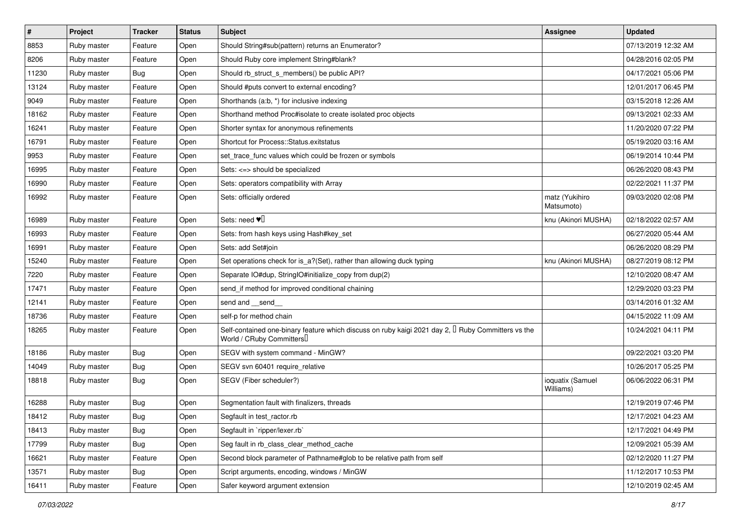| # | Project | Tracker | Status | Subject | Assignee | Updated |
|---|---|---|---|---|---|---|
| 8853 | Ruby master | Feature | Open | Should String#sub(pattern) returns an Enumerator? | | 07/13/2019 12:32 AM |
| 8206 | Ruby master | Feature | Open | Should Ruby core implement String#blank? | | 04/28/2016 02:05 PM |
| 11230 | Ruby master | Bug | Open | Should rb_struct_s_members() be public API? | | 04/17/2021 05:06 PM |
| 13124 | Ruby master | Feature | Open | Should #puts convert to external encoding? | | 12/01/2017 06:45 PM |
| 9049 | Ruby master | Feature | Open | Shorthands (a:b, *) for inclusive indexing | | 03/15/2018 12:26 AM |
| 18162 | Ruby master | Feature | Open | Shorthand method Proc#isolate to create isolated proc objects | | 09/13/2021 02:33 AM |
| 16241 | Ruby master | Feature | Open | Shorter syntax for anonymous refinements | | 11/20/2020 07:22 PM |
| 16791 | Ruby master | Feature | Open | Shortcut for Process::Status.exitstatus | | 05/19/2020 03:16 AM |
| 9953 | Ruby master | Feature | Open | set_trace_func values which could be frozen or symbols | | 06/19/2014 10:44 PM |
| 16995 | Ruby master | Feature | Open | Sets: <=> should be specialized | | 06/26/2020 08:43 PM |
| 16990 | Ruby master | Feature | Open | Sets: operators compatibility with Array | | 02/22/2021 11:37 PM |
| 16992 | Ruby master | Feature | Open | Sets: officially ordered | matz (Yukihiro Matsumoto) | 09/03/2020 02:08 PM |
| 16989 | Ruby master | Feature | Open | Sets: need ♥️ | knu (Akinori MUSHA) | 02/18/2022 02:57 AM |
| 16993 | Ruby master | Feature | Open | Sets: from hash keys using Hash#key_set | | 06/27/2020 05:44 AM |
| 16991 | Ruby master | Feature | Open | Sets: add Set#join | | 06/26/2020 08:29 PM |
| 15240 | Ruby master | Feature | Open | Set operations check for is_a?(Set), rather than allowing duck typing | knu (Akinori MUSHA) | 08/27/2019 08:12 PM |
| 7220 | Ruby master | Feature | Open | Separate IO#dup, StringIO#initialize_copy from dup(2) | | 12/10/2020 08:47 AM |
| 17471 | Ruby master | Feature | Open | send_if method for improved conditional chaining | | 12/29/2020 03:23 PM |
| 12141 | Ruby master | Feature | Open | send and __send__ | | 03/14/2016 01:32 AM |
| 18736 | Ruby master | Feature | Open | self-p for method chain | | 04/15/2022 11:09 AM |
| 18265 | Ruby master | Feature | Open | Self-contained one-binary feature which discuss on ruby kaigi 2021 day 2, 「Ruby Committers vs the World / CRuby Committers」 | | 10/24/2021 04:11 PM |
| 18186 | Ruby master | Bug | Open | SEGV with system command - MinGW? | | 09/22/2021 03:20 PM |
| 14049 | Ruby master | Bug | Open | SEGV svn 60401 require_relative | | 10/26/2017 05:25 PM |
| 18818 | Ruby master | Bug | Open | SEGV (Fiber scheduler?) | ioquatix (Samuel Williams) | 06/06/2022 06:31 PM |
| 16288 | Ruby master | Bug | Open | Segmentation fault with finalizers, threads | | 12/19/2019 07:46 PM |
| 18412 | Ruby master | Bug | Open | Segfault in test_ractor.rb | | 12/17/2021 04:23 AM |
| 18413 | Ruby master | Bug | Open | Segfault in `ripper/lexer.rb` | | 12/17/2021 04:49 PM |
| 17799 | Ruby master | Bug | Open | Seg fault in rb_class_clear_method_cache | | 12/09/2021 05:39 AM |
| 16621 | Ruby master | Feature | Open | Second block parameter of Pathname#glob to be relative path from self | | 02/12/2020 11:27 PM |
| 13571 | Ruby master | Bug | Open | Script arguments, encoding, windows / MinGW | | 11/12/2017 10:53 PM |
| 16411 | Ruby master | Feature | Open | Safer keyword argument extension | | 12/10/2019 02:45 AM |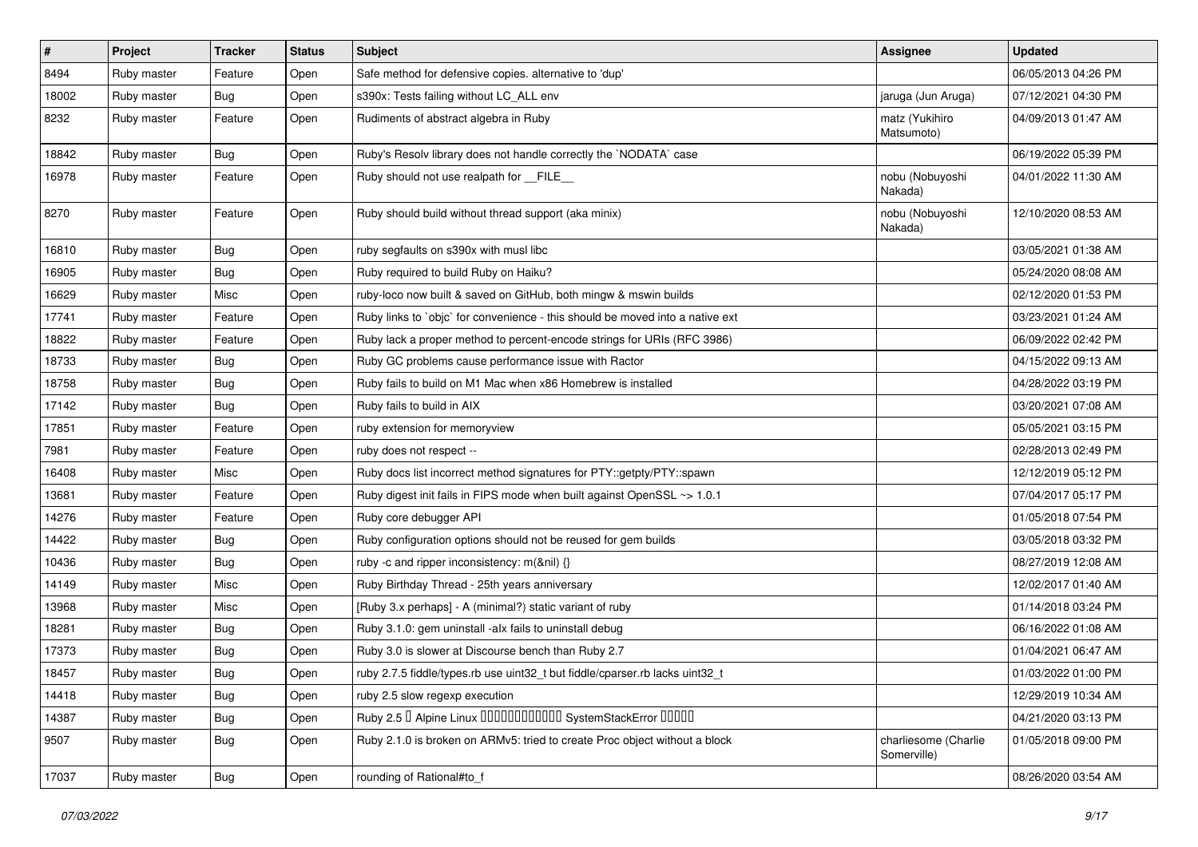| # | Project | Tracker | Status | Subject | Assignee | Updated |
|---|---|---|---|---|---|---|
| 8494 | Ruby master | Feature | Open | Safe method for defensive copies. alternative to 'dup' | | 06/05/2013 04:26 PM |
| 18002 | Ruby master | Bug | Open | s390x: Tests failing without LC_ALL env | jaruga (Jun Aruga) | 07/12/2021 04:30 PM |
| 8232 | Ruby master | Feature | Open | Rudiments of abstract algebra in Ruby | matz (Yukihiro Matsumoto) | 04/09/2013 01:47 AM |
| 18842 | Ruby master | Bug | Open | Ruby's Resolv library does not handle correctly the `NODATA` case | | 06/19/2022 05:39 PM |
| 16978 | Ruby master | Feature | Open | Ruby should not use realpath for __FILE__ | nobu (Nobuyoshi Nakada) | 04/01/2022 11:30 AM |
| 8270 | Ruby master | Feature | Open | Ruby should build without thread support (aka minix) | nobu (Nobuyoshi Nakada) | 12/10/2020 08:53 AM |
| 16810 | Ruby master | Bug | Open | ruby segfaults on s390x with musl libc | | 03/05/2021 01:38 AM |
| 16905 | Ruby master | Bug | Open | Ruby required to build Ruby on Haiku? | | 05/24/2020 08:08 AM |
| 16629 | Ruby master | Misc | Open | ruby-loco now built & saved on GitHub, both mingw & mswin builds | | 02/12/2020 01:53 PM |
| 17741 | Ruby master | Feature | Open | Ruby links to `objc` for convenience - this should be moved into a native ext | | 03/23/2021 01:24 AM |
| 18822 | Ruby master | Feature | Open | Ruby lack a proper method to percent-encode strings for URIs (RFC 3986) | | 06/09/2022 02:42 PM |
| 18733 | Ruby master | Bug | Open | Ruby GC problems cause performance issue with Ractor | | 04/15/2022 09:13 AM |
| 18758 | Ruby master | Bug | Open | Ruby fails to build on M1 Mac when x86 Homebrew is installed | | 04/28/2022 03:19 PM |
| 17142 | Ruby master | Bug | Open | Ruby fails to build in AIX | | 03/20/2021 07:08 AM |
| 17851 | Ruby master | Feature | Open | ruby extension for memoryview | | 05/05/2021 03:15 PM |
| 7981 | Ruby master | Feature | Open | ruby does not respect -- | | 02/28/2013 02:49 PM |
| 16408 | Ruby master | Misc | Open | Ruby docs list incorrect method signatures for PTY::getpty/PTY::spawn | | 12/12/2019 05:12 PM |
| 13681 | Ruby master | Feature | Open | Ruby digest init fails in FIPS mode when built against OpenSSL ~> 1.0.1 | | 07/04/2017 05:17 PM |
| 14276 | Ruby master | Feature | Open | Ruby core debugger API | | 01/05/2018 07:54 PM |
| 14422 | Ruby master | Bug | Open | Ruby configuration options should not be reused for gem builds | | 03/05/2018 03:32 PM |
| 10436 | Ruby master | Bug | Open | ruby -c and ripper inconsistency: m(&nil) {} | | 08/27/2019 12:08 AM |
| 14149 | Ruby master | Misc | Open | Ruby Birthday Thread - 25th years anniversary | | 12/02/2017 01:40 AM |
| 13968 | Ruby master | Misc | Open | [Ruby 3.x perhaps] - A (minimal?) static variant of ruby | | 01/14/2018 03:24 PM |
| 18281 | Ruby master | Bug | Open | Ruby 3.1.0: gem uninstall -alx fails to uninstall debug | | 06/16/2022 01:08 AM |
| 17373 | Ruby master | Bug | Open | Ruby 3.0 is slower at Discourse bench than Ruby 2.7 | | 01/04/2021 06:47 AM |
| 18457 | Ruby master | Bug | Open | ruby 2.7.5 fiddle/types.rb use uint32_t but fiddle/cparser.rb lacks uint32_t | | 01/03/2022 01:00 PM |
| 14418 | Ruby master | Bug | Open | ruby 2.5 slow regexp execution | | 12/29/2019 10:34 AM |
| 14387 | Ruby master | Bug | Open | Ruby 2.5 � Alpine Linux ������������ SystemStackError ����� | | 04/21/2020 03:13 PM |
| 9507 | Ruby master | Bug | Open | Ruby 2.1.0 is broken on ARMv5: tried to create Proc object without a block | charliesome (Charlie Somerville) | 01/05/2018 09:00 PM |
| 17037 | Ruby master | Bug | Open | rounding of Rational#to_f | | 08/26/2020 03:54 AM |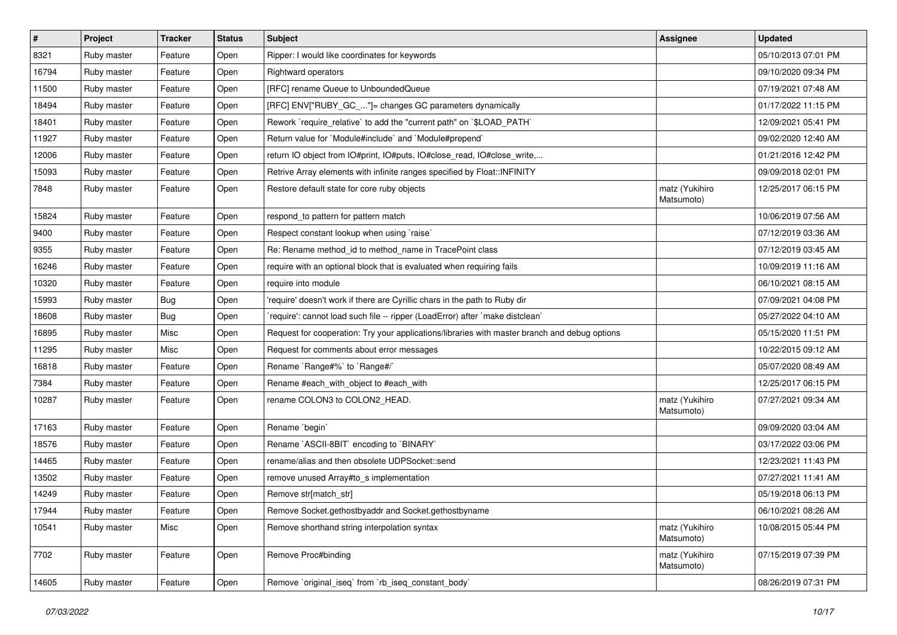| # | Project | Tracker | Status | Subject | Assignee | Updated |
|---|---|---|---|---|---|---|
| 8321 | Ruby master | Feature | Open | Ripper: I would like coordinates for keywords | | 05/10/2013 07:01 PM |
| 16794 | Ruby master | Feature | Open | Rightward operators | | 09/10/2020 09:34 PM |
| 11500 | Ruby master | Feature | Open | [RFC] rename Queue to UnboundedQueue | | 07/19/2021 07:48 AM |
| 18494 | Ruby master | Feature | Open | [RFC] ENV["RUBY_GC_..."]= changes GC parameters dynamically | | 01/17/2022 11:15 PM |
| 18401 | Ruby master | Feature | Open | Rework `require_relative` to add the "current path" on `$LOAD_PATH` | | 12/09/2021 05:41 PM |
| 11927 | Ruby master | Feature | Open | Return value for `Module#include` and `Module#prepend` | | 09/02/2020 12:40 AM |
| 12006 | Ruby master | Feature | Open | return IO object from IO#print, IO#puts, IO#close_read, IO#close_write,... | | 01/21/2016 12:42 PM |
| 15093 | Ruby master | Feature | Open | Retrive Array elements with infinite ranges specified by Float::INFINITY | | 09/09/2018 02:01 PM |
| 7848 | Ruby master | Feature | Open | Restore default state for core ruby objects | matz (Yukihiro Matsumoto) | 12/25/2017 06:15 PM |
| 15824 | Ruby master | Feature | Open | respond_to pattern for pattern match | | 10/06/2019 07:56 AM |
| 9400 | Ruby master | Feature | Open | Respect constant lookup when using `raise` | | 07/12/2019 03:36 AM |
| 9355 | Ruby master | Feature | Open | Re: Rename method_id to method_name in TracePoint class | | 07/12/2019 03:45 AM |
| 16246 | Ruby master | Feature | Open | require with an optional block that is evaluated when requiring fails | | 10/09/2019 11:16 AM |
| 10320 | Ruby master | Feature | Open | require into module | | 06/10/2021 08:15 AM |
| 15993 | Ruby master | Bug | Open | 'require' doesn't work if there are Cyrillic chars in the path to Ruby dir | | 07/09/2021 04:08 PM |
| 18608 | Ruby master | Bug | Open | `require': cannot load such file -- ripper (LoadError) after `make distclean` | | 05/27/2022 04:10 AM |
| 16895 | Ruby master | Misc | Open | Request for cooperation: Try your applications/libraries with master branch and debug options | | 05/15/2020 11:51 PM |
| 11295 | Ruby master | Misc | Open | Request for comments about error messages | | 10/22/2015 09:12 AM |
| 16818 | Ruby master | Feature | Open | Rename `Range#%` to `Range#/` | | 05/07/2020 08:49 AM |
| 7384 | Ruby master | Feature | Open | Rename #each_with_object to #each_with | | 12/25/2017 06:15 PM |
| 10287 | Ruby master | Feature | Open | rename COLON3 to COLON2_HEAD. | matz (Yukihiro Matsumoto) | 07/27/2021 09:34 AM |
| 17163 | Ruby master | Feature | Open | Rename `begin` | | 09/09/2020 03:04 AM |
| 18576 | Ruby master | Feature | Open | Rename `ASCII-8BIT` encoding to `BINARY` | | 03/17/2022 03:06 PM |
| 14465 | Ruby master | Feature | Open | rename/alias and then obsolete UDPSocket::send | | 12/23/2021 11:43 PM |
| 13502 | Ruby master | Feature | Open | remove unused Array#to_s implementation | | 07/27/2021 11:41 AM |
| 14249 | Ruby master | Feature | Open | Remove str[match_str] | | 05/19/2018 06:13 PM |
| 17944 | Ruby master | Feature | Open | Remove Socket.gethostbyaddr and Socket.gethostbyname | | 06/10/2021 08:26 AM |
| 10541 | Ruby master | Misc | Open | Remove shorthand string interpolation syntax | matz (Yukihiro Matsumoto) | 10/08/2015 05:44 PM |
| 7702 | Ruby master | Feature | Open | Remove Proc#binding | matz (Yukihiro Matsumoto) | 07/15/2019 07:39 PM |
| 14605 | Ruby master | Feature | Open | Remove `original_iseq` from `rb_iseq_constant_body` | | 08/26/2019 07:31 PM |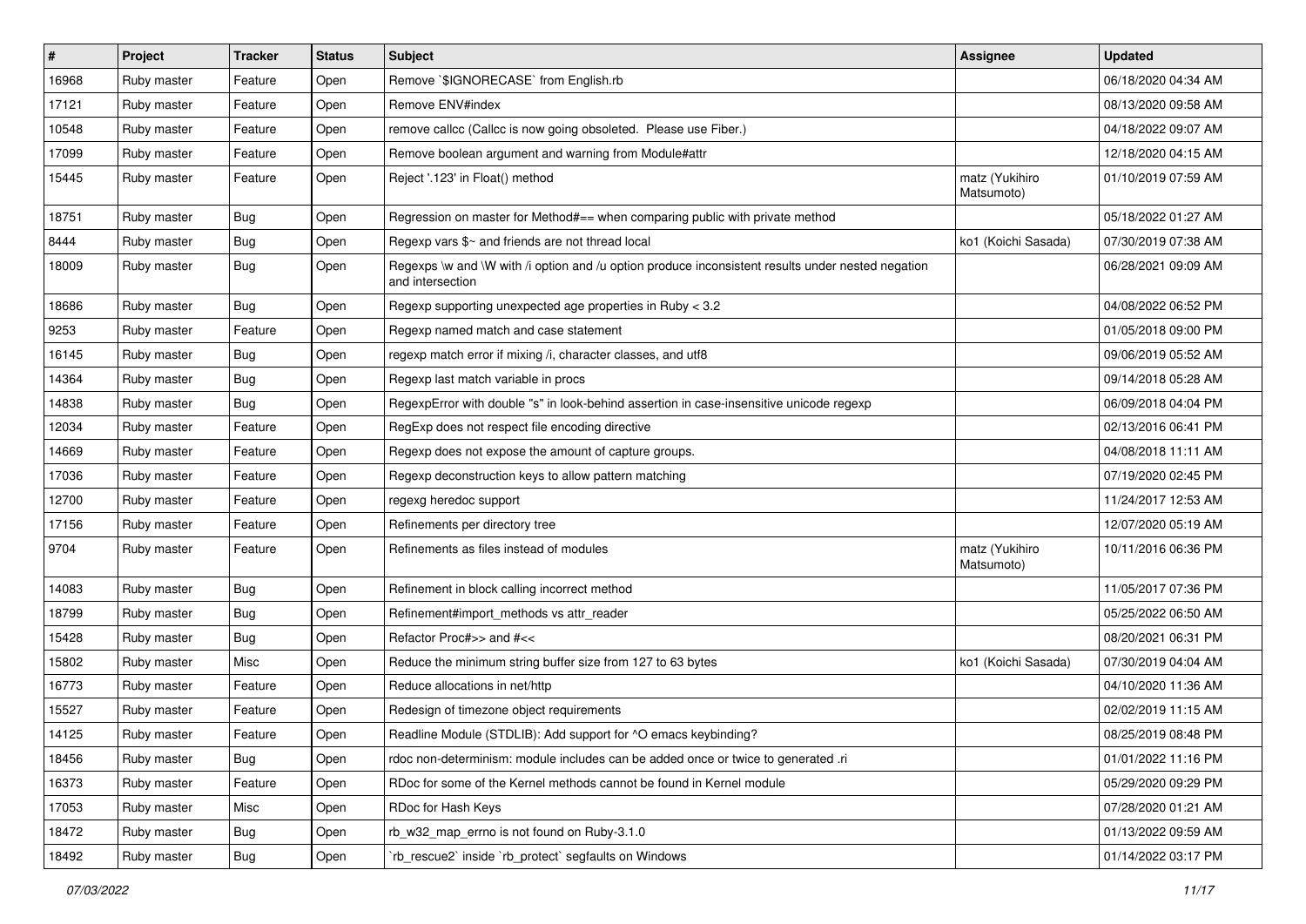| # | Project | Tracker | Status | Subject | Assignee | Updated |
|---|---|---|---|---|---|---|
| 16968 | Ruby master | Feature | Open | Remove `$IGNORECASE` from English.rb | | 06/18/2020 04:34 AM |
| 17121 | Ruby master | Feature | Open | Remove ENV#index | | 08/13/2020 09:58 AM |
| 10548 | Ruby master | Feature | Open | remove callcc (Callcc is now going obsoleted. Please use Fiber.) | | 04/18/2022 09:07 AM |
| 17099 | Ruby master | Feature | Open | Remove boolean argument and warning from Module#attr | | 12/18/2020 04:15 AM |
| 15445 | Ruby master | Feature | Open | Reject '.123' in Float() method | matz (Yukihiro Matsumoto) | 01/10/2019 07:59 AM |
| 18751 | Ruby master | Bug | Open | Regression on master for Method#== when comparing public with private method | | 05/18/2022 01:27 AM |
| 8444 | Ruby master | Bug | Open | Regexp vars $~ and friends are not thread local | ko1 (Koichi Sasada) | 07/30/2019 07:38 AM |
| 18009 | Ruby master | Bug | Open | Regexps \w and \W with /i option and /u option produce inconsistent results under nested negation and intersection | | 06/28/2021 09:09 AM |
| 18686 | Ruby master | Bug | Open | Regexp supporting unexpected age properties in Ruby < 3.2 | | 04/08/2022 06:52 PM |
| 9253 | Ruby master | Feature | Open | Regexp named match and case statement | | 01/05/2018 09:00 PM |
| 16145 | Ruby master | Bug | Open | regexp match error if mixing /i, character classes, and utf8 | | 09/06/2019 05:52 AM |
| 14364 | Ruby master | Bug | Open | Regexp last match variable in procs | | 09/14/2018 05:28 AM |
| 14838 | Ruby master | Bug | Open | RegexpError with double "s" in look-behind assertion in case-insensitive unicode regexp | | 06/09/2018 04:04 PM |
| 12034 | Ruby master | Feature | Open | RegExp does not respect file encoding directive | | 02/13/2016 06:41 PM |
| 14669 | Ruby master | Feature | Open | Regexp does not expose the amount of capture groups. | | 04/08/2018 11:11 AM |
| 17036 | Ruby master | Feature | Open | Regexp deconstruction keys to allow pattern matching | | 07/19/2020 02:45 PM |
| 12700 | Ruby master | Feature | Open | regexg heredoc support | | 11/24/2017 12:53 AM |
| 17156 | Ruby master | Feature | Open | Refinements per directory tree | | 12/07/2020 05:19 AM |
| 9704 | Ruby master | Feature | Open | Refinements as files instead of modules | matz (Yukihiro Matsumoto) | 10/11/2016 06:36 PM |
| 14083 | Ruby master | Bug | Open | Refinement in block calling incorrect method | | 11/05/2017 07:36 PM |
| 18799 | Ruby master | Bug | Open | Refinement#import_methods vs attr_reader | | 05/25/2022 06:50 AM |
| 15428 | Ruby master | Bug | Open | Refactor Proc#>> and #<< | | 08/20/2021 06:31 PM |
| 15802 | Ruby master | Misc | Open | Reduce the minimum string buffer size from 127 to 63 bytes | ko1 (Koichi Sasada) | 07/30/2019 04:04 AM |
| 16773 | Ruby master | Feature | Open | Reduce allocations in net/http | | 04/10/2020 11:36 AM |
| 15527 | Ruby master | Feature | Open | Redesign of timezone object requirements | | 02/02/2019 11:15 AM |
| 14125 | Ruby master | Feature | Open | Readline Module (STDLIB): Add support for ^O emacs keybinding? | | 08/25/2019 08:48 PM |
| 18456 | Ruby master | Bug | Open | rdoc non-determinism: module includes can be added once or twice to generated .ri | | 01/01/2022 11:16 PM |
| 16373 | Ruby master | Feature | Open | RDoc for some of the Kernel methods cannot be found in Kernel module | | 05/29/2020 09:29 PM |
| 17053 | Ruby master | Misc | Open | RDoc for Hash Keys | | 07/28/2020 01:21 AM |
| 18472 | Ruby master | Bug | Open | rb_w32_map_errno is not found on Ruby-3.1.0 | | 01/13/2022 09:59 AM |
| 18492 | Ruby master | Bug | Open | `rb_rescue2` inside `rb_protect` segfaults on Windows | | 01/14/2022 03:17 PM |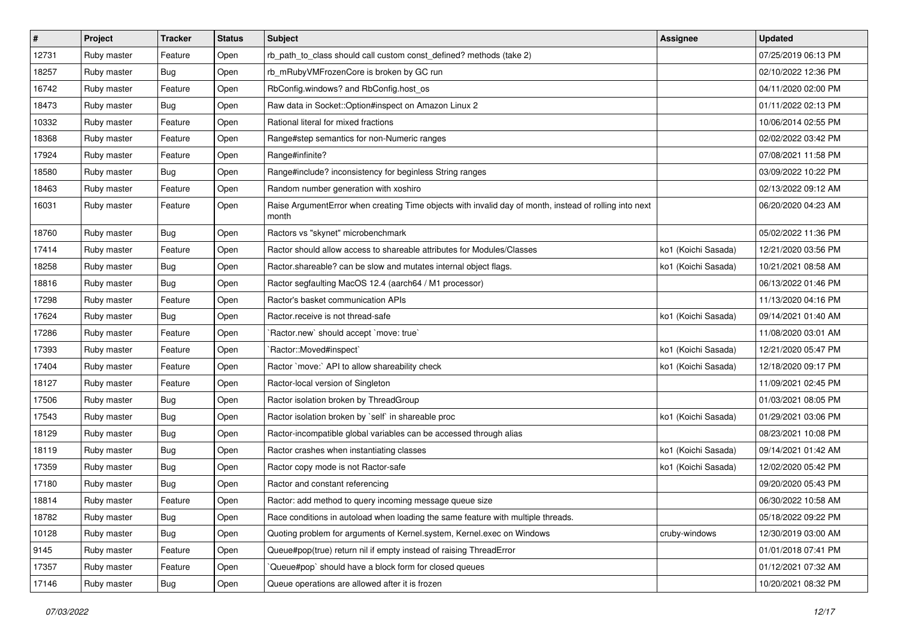| # | Project | Tracker | Status | Subject | Assignee | Updated |
|---|---|---|---|---|---|---|
| 12731 | Ruby master | Feature | Open | rb_path_to_class should call custom const_defined? methods (take 2) | | 07/25/2019 06:13 PM |
| 18257 | Ruby master | Bug | Open | rb_mRubyVMFrozenCore is broken by GC run | | 02/10/2022 12:36 PM |
| 16742 | Ruby master | Feature | Open | RbConfig.windows? and RbConfig.host_os | | 04/11/2020 02:00 PM |
| 18473 | Ruby master | Bug | Open | Raw data in Socket::Option#inspect on Amazon Linux 2 | | 01/11/2022 02:13 PM |
| 10332 | Ruby master | Feature | Open | Rational literal for mixed fractions | | 10/06/2014 02:55 PM |
| 18368 | Ruby master | Feature | Open | Range#step semantics for non-Numeric ranges | | 02/02/2022 03:42 PM |
| 17924 | Ruby master | Feature | Open | Range#infinite? | | 07/08/2021 11:58 PM |
| 18580 | Ruby master | Bug | Open | Range#include? inconsistency for beginless String ranges | | 03/09/2022 10:22 PM |
| 18463 | Ruby master | Feature | Open | Random number generation with xoshiro | | 02/13/2022 09:12 AM |
| 16031 | Ruby master | Feature | Open | Raise ArgumentError when creating Time objects with invalid day of month, instead of rolling into next month | | 06/20/2020 04:23 AM |
| 18760 | Ruby master | Bug | Open | Ractors vs "skynet" microbenchmark | | 05/02/2022 11:36 PM |
| 17414 | Ruby master | Feature | Open | Ractor should allow access to shareable attributes for Modules/Classes | ko1 (Koichi Sasada) | 12/21/2020 03:56 PM |
| 18258 | Ruby master | Bug | Open | Ractor.shareable? can be slow and mutates internal object flags. | ko1 (Koichi Sasada) | 10/21/2021 08:58 AM |
| 18816 | Ruby master | Bug | Open | Ractor segfaulting MacOS 12.4 (aarch64 / M1 processor) | | 06/13/2022 01:46 PM |
| 17298 | Ruby master | Feature | Open | Ractor's basket communication APIs | | 11/13/2020 04:16 PM |
| 17624 | Ruby master | Bug | Open | Ractor.receive is not thread-safe | ko1 (Koichi Sasada) | 09/14/2021 01:40 AM |
| 17286 | Ruby master | Feature | Open | `Ractor.new` should accept `move: true` | | 11/08/2020 03:01 AM |
| 17393 | Ruby master | Feature | Open | `Ractor::Moved#inspect` | ko1 (Koichi Sasada) | 12/21/2020 05:47 PM |
| 17404 | Ruby master | Feature | Open | Ractor `move:` API to allow shareability check | ko1 (Koichi Sasada) | 12/18/2020 09:17 PM |
| 18127 | Ruby master | Feature | Open | Ractor-local version of Singleton | | 11/09/2021 02:45 PM |
| 17506 | Ruby master | Bug | Open | Ractor isolation broken by ThreadGroup | | 01/03/2021 08:05 PM |
| 17543 | Ruby master | Bug | Open | Ractor isolation broken by `self` in shareable proc | ko1 (Koichi Sasada) | 01/29/2021 03:06 PM |
| 18129 | Ruby master | Bug | Open | Ractor-incompatible global variables can be accessed through alias | | 08/23/2021 10:08 PM |
| 18119 | Ruby master | Bug | Open | Ractor crashes when instantiating classes | ko1 (Koichi Sasada) | 09/14/2021 01:42 AM |
| 17359 | Ruby master | Bug | Open | Ractor copy mode is not Ractor-safe | ko1 (Koichi Sasada) | 12/02/2020 05:42 PM |
| 17180 | Ruby master | Bug | Open | Ractor and constant referencing | | 09/20/2020 05:43 PM |
| 18814 | Ruby master | Feature | Open | Ractor: add method to query incoming message queue size | | 06/30/2022 10:58 AM |
| 18782 | Ruby master | Bug | Open | Race conditions in autoload when loading the same feature with multiple threads. | | 05/18/2022 09:22 PM |
| 10128 | Ruby master | Bug | Open | Quoting problem for arguments of Kernel.system, Kernel.exec on Windows | cruby-windows | 12/30/2019 03:00 AM |
| 9145 | Ruby master | Feature | Open | Queue#pop(true) return nil if empty instead of raising ThreadError | | 01/01/2018 07:41 PM |
| 17357 | Ruby master | Feature | Open | `Queue#pop` should have a block form for closed queues | | 01/12/2021 07:32 AM |
| 17146 | Ruby master | Bug | Open | Queue operations are allowed after it is frozen | | 10/20/2021 08:32 PM |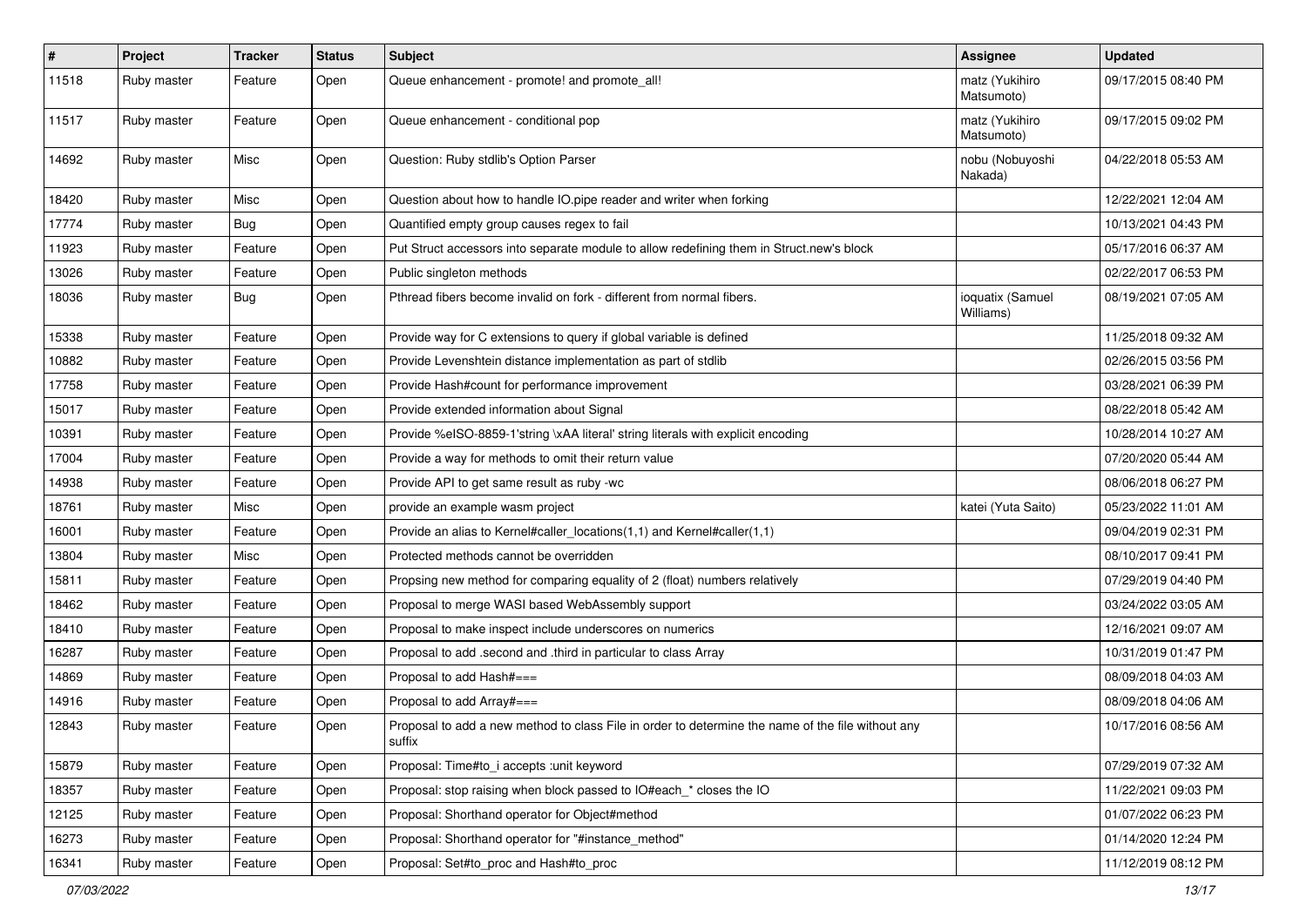| # | Project | Tracker | Status | Subject | Assignee | Updated |
|---|---|---|---|---|---|---|
| 11518 | Ruby master | Feature | Open | Queue enhancement - promote! and promote_all! | matz (Yukihiro Matsumoto) | 09/17/2015 08:40 PM |
| 11517 | Ruby master | Feature | Open | Queue enhancement - conditional pop | matz (Yukihiro Matsumoto) | 09/17/2015 09:02 PM |
| 14692 | Ruby master | Misc | Open | Question: Ruby stdlib's Option Parser | nobu (Nobuyoshi Nakada) | 04/22/2018 05:53 AM |
| 18420 | Ruby master | Misc | Open | Question about how to handle IO.pipe reader and writer when forking | | 12/22/2021 12:04 AM |
| 17774 | Ruby master | Bug | Open | Quantified empty group causes regex to fail | | 10/13/2021 04:43 PM |
| 11923 | Ruby master | Feature | Open | Put Struct accessors into separate module to allow redefining them in Struct.new's block | | 05/17/2016 06:37 AM |
| 13026 | Ruby master | Feature | Open | Public singleton methods | | 02/22/2017 06:53 PM |
| 18036 | Ruby master | Bug | Open | Pthread fibers become invalid on fork - different from normal fibers. | ioquatix (Samuel Williams) | 08/19/2021 07:05 AM |
| 15338 | Ruby master | Feature | Open | Provide way for C extensions to query if global variable is defined | | 11/25/2018 09:32 AM |
| 10882 | Ruby master | Feature | Open | Provide Levenshtein distance implementation as part of stdlib | | 02/26/2015 03:56 PM |
| 17758 | Ruby master | Feature | Open | Provide Hash#count for performance improvement | | 03/28/2021 06:39 PM |
| 15017 | Ruby master | Feature | Open | Provide extended information about Signal | | 08/22/2018 05:42 AM |
| 10391 | Ruby master | Feature | Open | Provide %eISO-8859-1'string \xAA literal' string literals with explicit encoding | | 10/28/2014 10:27 AM |
| 17004 | Ruby master | Feature | Open | Provide a way for methods to omit their return value | | 07/20/2020 05:44 AM |
| 14938 | Ruby master | Feature | Open | Provide API to get same result as ruby -wc | | 08/06/2018 06:27 PM |
| 18761 | Ruby master | Misc | Open | provide an example wasm project | katei (Yuta Saito) | 05/23/2022 11:01 AM |
| 16001 | Ruby master | Feature | Open | Provide an alias to Kernel#caller_locations(1,1) and Kernel#caller(1,1) | | 09/04/2019 02:31 PM |
| 13804 | Ruby master | Misc | Open | Protected methods cannot be overridden | | 08/10/2017 09:41 PM |
| 15811 | Ruby master | Feature | Open | Propsing new method for comparing equality of 2 (float) numbers relatively | | 07/29/2019 04:40 PM |
| 18462 | Ruby master | Feature | Open | Proposal to merge WASI based WebAssembly support | | 03/24/2022 03:05 AM |
| 18410 | Ruby master | Feature | Open | Proposal to make inspect include underscores on numerics | | 12/16/2021 09:07 AM |
| 16287 | Ruby master | Feature | Open | Proposal to add .second and .third in particular to class Array | | 10/31/2019 01:47 PM |
| 14869 | Ruby master | Feature | Open | Proposal to add Hash#=== | | 08/09/2018 04:03 AM |
| 14916 | Ruby master | Feature | Open | Proposal to add Array#=== | | 08/09/2018 04:06 AM |
| 12843 | Ruby master | Feature | Open | Proposal to add a new method to class File in order to determine the name of the file without any suffix | | 10/17/2016 08:56 AM |
| 15879 | Ruby master | Feature | Open | Proposal: Time#to_i accepts :unit keyword | | 07/29/2019 07:32 AM |
| 18357 | Ruby master | Feature | Open | Proposal: stop raising when block passed to IO#each_* closes the IO | | 11/22/2021 09:03 PM |
| 12125 | Ruby master | Feature | Open | Proposal: Shorthand operator for Object#method | | 01/07/2022 06:23 PM |
| 16273 | Ruby master | Feature | Open | Proposal: Shorthand operator for "#instance_method" | | 01/14/2020 12:24 PM |
| 16341 | Ruby master | Feature | Open | Proposal: Set#to_proc and Hash#to_proc | | 11/12/2019 08:12 PM |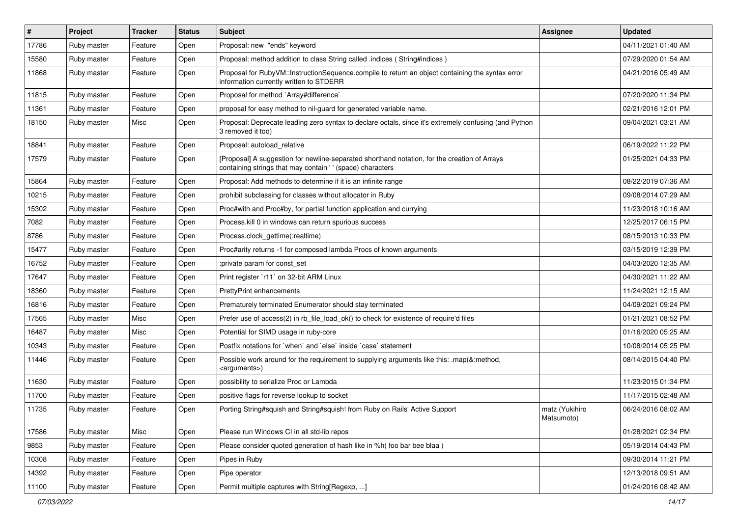| # | Project | Tracker | Status | Subject | Assignee | Updated |
|---|---|---|---|---|---|---|
| 17786 | Ruby master | Feature | Open | Proposal: new "ends" keyword | | 04/11/2021 01:40 AM |
| 15580 | Ruby master | Feature | Open | Proposal: method addition to class String called .indices ( String#indices ) | | 07/29/2020 01:54 AM |
| 11868 | Ruby master | Feature | Open | Proposal for RubyVM::InstructionSequence.compile to return an object containing the syntax error information currently written to STDERR | | 04/21/2016 05:49 AM |
| 11815 | Ruby master | Feature | Open | Proposal for method `Array#difference` | | 07/20/2020 11:34 PM |
| 11361 | Ruby master | Feature | Open | proposal for easy method to nil-guard for generated variable name. | | 02/21/2016 12:01 PM |
| 18150 | Ruby master | Misc | Open | Proposal: Deprecate leading zero syntax to declare octals, since it's extremely confusing (and Python 3 removed it too) | | 09/04/2021 03:21 AM |
| 18841 | Ruby master | Feature | Open | Proposal: autoload_relative | | 06/19/2022 11:22 PM |
| 17579 | Ruby master | Feature | Open | [Proposal] A suggestion for newline-separated shorthand notation, for the creation of Arrays containing strings that may contain ' ' (space) characters | | 01/25/2021 04:33 PM |
| 15864 | Ruby master | Feature | Open | Proposal: Add methods to determine if it is an infinite range | | 08/22/2019 07:36 AM |
| 10215 | Ruby master | Feature | Open | prohibit subclassing for classes without allocator in Ruby | | 09/08/2014 07:29 AM |
| 15302 | Ruby master | Feature | Open | Proc#with and Proc#by, for partial function application and currying | | 11/23/2018 10:16 AM |
| 7082 | Ruby master | Feature | Open | Process.kill 0 in windows can return spurious success | | 12/25/2017 06:15 PM |
| 8786 | Ruby master | Feature | Open | Process.clock_gettime(:realtime) | | 08/15/2013 10:33 PM |
| 15477 | Ruby master | Feature | Open | Proc#arity returns -1 for composed lambda Procs of known arguments | | 03/15/2019 12:39 PM |
| 16752 | Ruby master | Feature | Open | :private param for const_set | | 04/03/2020 12:35 AM |
| 17647 | Ruby master | Feature | Open | Print register `r11` on 32-bit ARM Linux | | 04/30/2021 11:22 AM |
| 18360 | Ruby master | Feature | Open | PrettyPrint enhancements | | 11/24/2021 12:15 AM |
| 16816 | Ruby master | Feature | Open | Prematurely terminated Enumerator should stay terminated | | 04/09/2021 09:24 PM |
| 17565 | Ruby master | Misc | Open | Prefer use of access(2) in rb_file_load_ok() to check for existence of require'd files | | 01/21/2021 08:52 PM |
| 16487 | Ruby master | Misc | Open | Potential for SIMD usage in ruby-core | | 01/16/2020 05:25 AM |
| 10343 | Ruby master | Feature | Open | Postfix notations for `when` and `else` inside `case` statement | | 10/08/2014 05:25 PM |
| 11446 | Ruby master | Feature | Open | Possible work around for the requirement to supplying arguments like this: .map(&:method, <arguments>) | | 08/14/2015 04:40 PM |
| 11630 | Ruby master | Feature | Open | possibility to serialize Proc or Lambda | | 11/23/2015 01:34 PM |
| 11700 | Ruby master | Feature | Open | positive flags for reverse lookup to socket | | 11/17/2015 02:48 AM |
| 11735 | Ruby master | Feature | Open | Porting String#squish and String#squish! from Ruby on Rails' Active Support | matz (Yukihiro Matsumoto) | 06/24/2016 08:02 AM |
| 17586 | Ruby master | Misc | Open | Please run Windows CI in all std-lib repos | | 01/28/2021 02:34 PM |
| 9853 | Ruby master | Feature | Open | Please consider quoted generation of hash like in %h( foo bar bee blaa ) | | 05/19/2014 04:43 PM |
| 10308 | Ruby master | Feature | Open | Pipes in Ruby | | 09/30/2014 11:21 PM |
| 14392 | Ruby master | Feature | Open | Pipe operator | | 12/13/2018 09:51 AM |
| 11100 | Ruby master | Feature | Open | Permit multiple captures with String[Regexp, ...] | | 01/24/2016 08:42 AM |

*07/03/2022*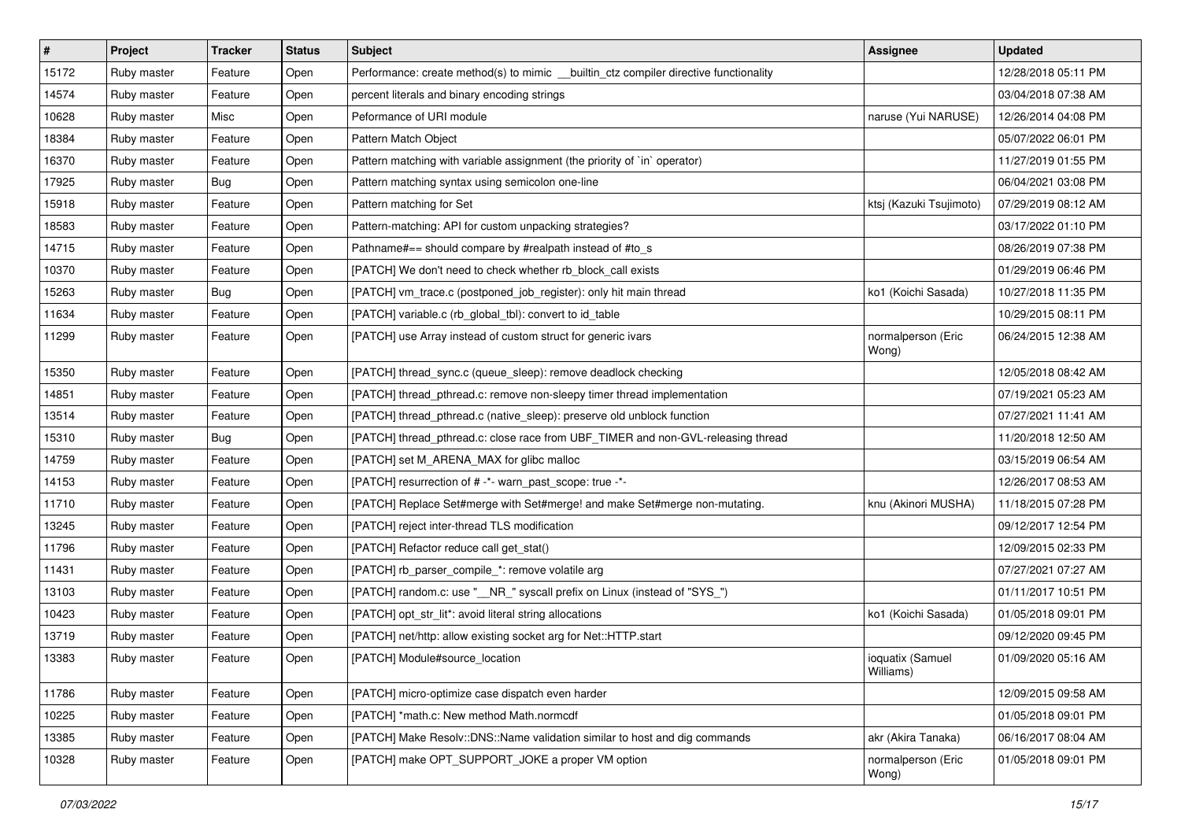| # | Project | Tracker | Status | Subject | Assignee | Updated |
| --- | --- | --- | --- | --- | --- | --- |
| 15172 | Ruby master | Feature | Open | Performance: create method(s) to mimic __builtin_ctz compiler directive functionality | | 12/28/2018 05:11 PM |
| 14574 | Ruby master | Feature | Open | percent literals and binary encoding strings | | 03/04/2018 07:38 AM |
| 10628 | Ruby master | Misc | Open | Peformance of URI module | naruse (Yui NARUSE) | 12/26/2014 04:08 PM |
| 18384 | Ruby master | Feature | Open | Pattern Match Object | | 05/07/2022 06:01 PM |
| 16370 | Ruby master | Feature | Open | Pattern matching with variable assignment (the priority of `in` operator) | | 11/27/2019 01:55 PM |
| 17925 | Ruby master | Bug | Open | Pattern matching syntax using semicolon one-line | | 06/04/2021 03:08 PM |
| 15918 | Ruby master | Feature | Open | Pattern matching for Set | ktsj (Kazuki Tsujimoto) | 07/29/2019 08:12 AM |
| 18583 | Ruby master | Feature | Open | Pattern-matching: API for custom unpacking strategies? | | 03/17/2022 01:10 PM |
| 14715 | Ruby master | Feature | Open | Pathname#== should compare by #realpath instead of #to_s | | 08/26/2019 07:38 PM |
| 10370 | Ruby master | Feature | Open | [PATCH] We don't need to check whether rb_block_call exists | | 01/29/2019 06:46 PM |
| 15263 | Ruby master | Bug | Open | [PATCH] vm_trace.c (postponed_job_register): only hit main thread | ko1 (Koichi Sasada) | 10/27/2018 11:35 PM |
| 11634 | Ruby master | Feature | Open | [PATCH] variable.c (rb_global_tbl): convert to id_table | | 10/29/2015 08:11 PM |
| 11299 | Ruby master | Feature | Open | [PATCH] use Array instead of custom struct for generic ivars | normalperson (Eric Wong) | 06/24/2015 12:38 AM |
| 15350 | Ruby master | Feature | Open | [PATCH] thread_sync.c (queue_sleep): remove deadlock checking | | 12/05/2018 08:42 AM |
| 14851 | Ruby master | Feature | Open | [PATCH] thread_pthread.c: remove non-sleepy timer thread implementation | | 07/19/2021 05:23 AM |
| 13514 | Ruby master | Feature | Open | [PATCH] thread_pthread.c (native_sleep): preserve old unblock function | | 07/27/2021 11:41 AM |
| 15310 | Ruby master | Bug | Open | [PATCH] thread_pthread.c: close race from UBF_TIMER and non-GVL-releasing thread | | 11/20/2018 12:50 AM |
| 14759 | Ruby master | Feature | Open | [PATCH] set M_ARENA_MAX for glibc malloc | | 03/15/2019 06:54 AM |
| 14153 | Ruby master | Feature | Open | [PATCH] resurrection of # -*- warn_past_scope: true -*- | | 12/26/2017 08:53 AM |
| 11710 | Ruby master | Feature | Open | [PATCH] Replace Set#merge with Set#merge! and make Set#merge non-mutating. | knu (Akinori MUSHA) | 11/18/2015 07:28 PM |
| 13245 | Ruby master | Feature | Open | [PATCH] reject inter-thread TLS modification | | 09/12/2017 12:54 PM |
| 11796 | Ruby master | Feature | Open | [PATCH] Refactor reduce call get_stat() | | 12/09/2015 02:33 PM |
| 11431 | Ruby master | Feature | Open | [PATCH] rb_parser_compile_*: remove volatile arg | | 07/27/2021 07:27 AM |
| 13103 | Ruby master | Feature | Open | [PATCH] random.c: use "__NR_" syscall prefix on Linux (instead of "SYS_") | | 01/11/2017 10:51 PM |
| 10423 | Ruby master | Feature | Open | [PATCH] opt_str_lit*: avoid literal string allocations | ko1 (Koichi Sasada) | 01/05/2018 09:01 PM |
| 13719 | Ruby master | Feature | Open | [PATCH] net/http: allow existing socket arg for Net::HTTP.start | | 09/12/2020 09:45 PM |
| 13383 | Ruby master | Feature | Open | [PATCH] Module#source_location | ioquatix (Samuel Williams) | 01/09/2020 05:16 AM |
| 11786 | Ruby master | Feature | Open | [PATCH] micro-optimize case dispatch even harder | | 12/09/2015 09:58 AM |
| 10225 | Ruby master | Feature | Open | [PATCH] *math.c: New method Math.normcdf | | 01/05/2018 09:01 PM |
| 13385 | Ruby master | Feature | Open | [PATCH] Make Resolv::DNS::Name validation similar to host and dig commands | akr (Akira Tanaka) | 06/16/2017 08:04 AM |
| 10328 | Ruby master | Feature | Open | [PATCH] make OPT_SUPPORT_JOKE a proper VM option | normalperson (Eric Wong) | 01/05/2018 09:01 PM |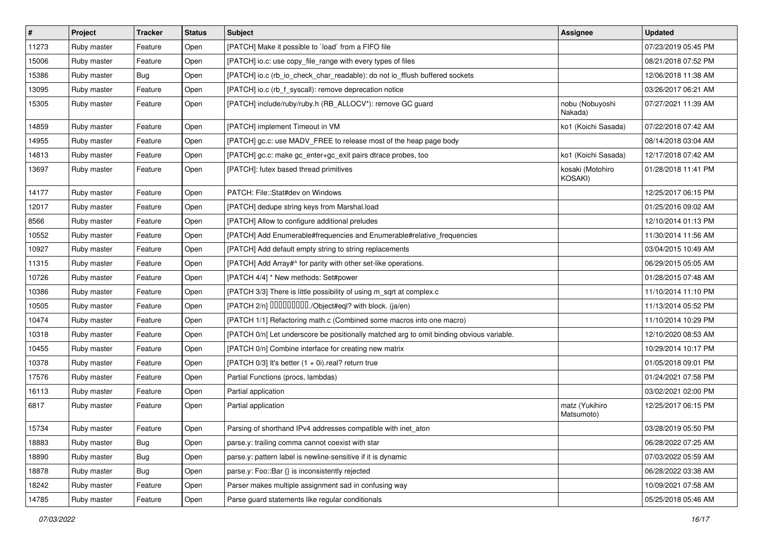| # | Project | Tracker | Status | Subject | Assignee | Updated |
| --- | --- | --- | --- | --- | --- | --- |
| 11273 | Ruby master | Feature | Open | [PATCH] Make it possible to `load` from a FIFO file | | 07/23/2019 05:45 PM |
| 15006 | Ruby master | Feature | Open | [PATCH] io.c: use copy_file_range with every types of files | | 08/21/2018 07:52 PM |
| 15386 | Ruby master | Bug | Open | [PATCH] io.c (rb_io_check_char_readable): do not io_fflush buffered sockets | | 12/06/2018 11:38 AM |
| 13095 | Ruby master | Feature | Open | [PATCH] io.c (rb_f_syscall): remove deprecation notice | | 03/26/2017 06:21 AM |
| 15305 | Ruby master | Feature | Open | [PATCH] include/ruby/ruby.h (RB_ALLOCV*): remove GC guard | nobu (Nobuyoshi Nakada) | 07/27/2021 11:39 AM |
| 14859 | Ruby master | Feature | Open | [PATCH] implement Timeout in VM | ko1 (Koichi Sasada) | 07/22/2018 07:42 AM |
| 14955 | Ruby master | Feature | Open | [PATCH] gc.c: use MADV_FREE to release most of the heap page body | | 08/14/2018 03:04 AM |
| 14813 | Ruby master | Feature | Open | [PATCH] gc.c: make gc_enter+gc_exit pairs dtrace probes, too | ko1 (Koichi Sasada) | 12/17/2018 07:42 AM |
| 13697 | Ruby master | Feature | Open | [PATCH]: futex based thread primitives | kosaki (Motohiro KOSAKI) | 01/28/2018 11:41 PM |
| 14177 | Ruby master | Feature | Open | PATCH: File::Stat#dev on Windows | | 12/25/2017 06:15 PM |
| 12017 | Ruby master | Feature | Open | [PATCH] dedupe string keys from Marshal.load | | 01/25/2016 09:02 AM |
| 8566 | Ruby master | Feature | Open | [PATCH] Allow to configure additional preludes | | 12/10/2014 01:13 PM |
| 10552 | Ruby master | Feature | Open | [PATCH] Add Enumerable#frequencies and Enumerable#relative_frequencies | | 11/30/2014 11:56 AM |
| 10927 | Ruby master | Feature | Open | [PATCH] Add default empty string to string replacements | | 03/04/2015 10:49 AM |
| 11315 | Ruby master | Feature | Open | [PATCH] Add Array#^ for parity with other set-like operations. | | 06/29/2015 05:05 AM |
| 10726 | Ruby master | Feature | Open | [PATCH 4/4] * New methods: Set#power | | 01/28/2015 07:48 AM |
| 10386 | Ruby master | Feature | Open | [PATCH 3/3] There is little possibility of using m_sqrt at complex.c | | 11/10/2014 11:10 PM |
| 10505 | Ruby master | Feature | Open | [PATCH 2/n] □□□□□□□□□./Object#eql? with block. (ja/en) | | 11/13/2014 05:52 PM |
| 10474 | Ruby master | Feature | Open | [PATCH 1/1] Refactoring math.c (Combined some macros into one macro) | | 11/10/2014 10:29 PM |
| 10318 | Ruby master | Feature | Open | [PATCH 0/n] Let underscore be positionally matched arg to omit binding obvious variable. | | 12/10/2020 08:53 AM |
| 10455 | Ruby master | Feature | Open | [PATCH 0/n] Combine interface for creating new matrix | | 10/29/2014 10:17 PM |
| 10378 | Ruby master | Feature | Open | [PATCH 0/3] It's better (1 + 0i).real? return true | | 01/05/2018 09:01 PM |
| 17576 | Ruby master | Feature | Open | Partial Functions (procs, lambdas) | | 01/24/2021 07:58 PM |
| 16113 | Ruby master | Feature | Open | Partial application | | 03/02/2021 02:00 PM |
| 6817 | Ruby master | Feature | Open | Partial application | matz (Yukihiro Matsumoto) | 12/25/2017 06:15 PM |
| 15734 | Ruby master | Feature | Open | Parsing of shorthand IPv4 addresses compatible with inet_aton | | 03/28/2019 05:50 PM |
| 18883 | Ruby master | Bug | Open | parse.y: trailing comma cannot coexist with star | | 06/28/2022 07:25 AM |
| 18890 | Ruby master | Bug | Open | parse.y: pattern label is newline-sensitive if it is dynamic | | 07/03/2022 05:59 AM |
| 18878 | Ruby master | Bug | Open | parse.y: Foo::Bar {} is inconsistently rejected | | 06/28/2022 03:38 AM |
| 18242 | Ruby master | Feature | Open | Parser makes multiple assignment sad in confusing way | | 10/09/2021 07:58 AM |
| 14785 | Ruby master | Feature | Open | Parse guard statements like regular conditionals | | 05/25/2018 05:46 AM |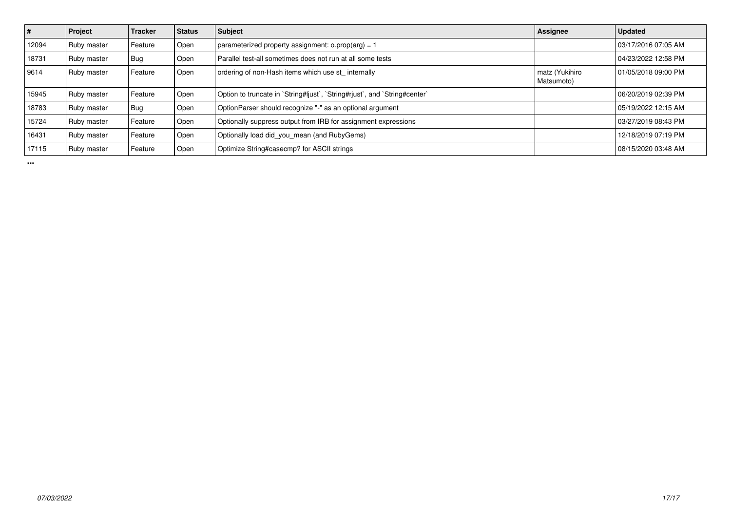| # | Project | Tracker | Status | Subject | Assignee | Updated |
|---|---|---|---|---|---|---|
| 12094 | Ruby master | Feature | Open | parameterized property assignment: o.prop(arg) = 1 | | 03/17/2016 07:05 AM |
| 18731 | Ruby master | Bug | Open | Parallel test-all sometimes does not run at all some tests | | 04/23/2022 12:58 PM |
| 9614 | Ruby master | Feature | Open | ordering of non-Hash items which use st_ internally | matz (Yukihiro Matsumoto) | 01/05/2018 09:00 PM |
| 15945 | Ruby master | Feature | Open | Option to truncate in `String#ljust`, `String#rjust`, and `String#center` | | 06/20/2019 02:39 PM |
| 18783 | Ruby master | Bug | Open | OptionParser should recognize "-" as an optional argument | | 05/19/2022 12:15 AM |
| 15724 | Ruby master | Feature | Open | Optionally suppress output from IRB for assignment expressions | | 03/27/2019 08:43 PM |
| 16431 | Ruby master | Feature | Open | Optionally load did_you_mean (and RubyGems) | | 12/18/2019 07:19 PM |
| 17115 | Ruby master | Feature | Open | Optimize String#casecmp? for ASCII strings | | 08/15/2020 03:48 AM |

...